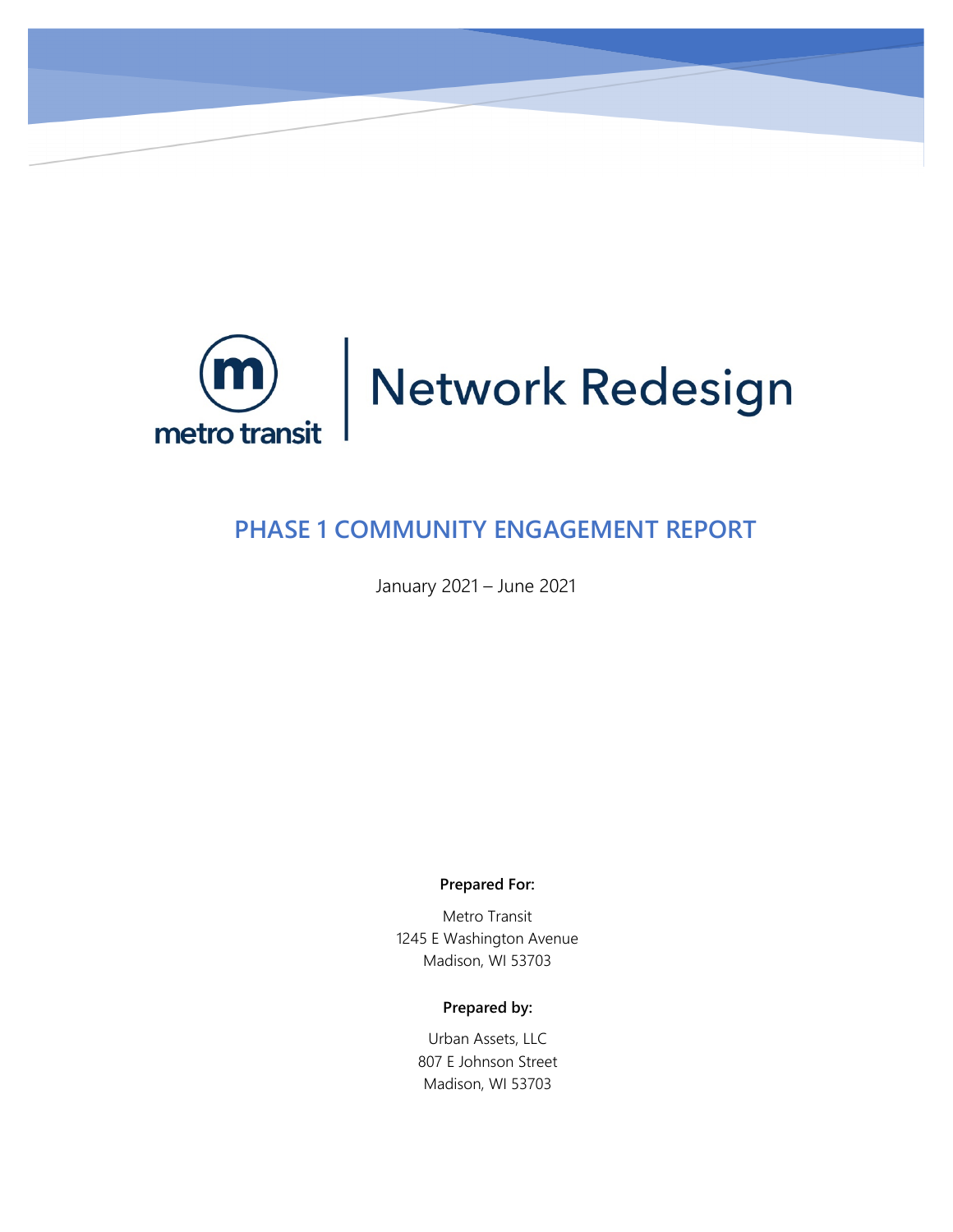metro transit

# Network Redesign

## PHASE 1 COMMUNITY ENGAGEMENT REPORT

January 2021 – June 2021

**Prepared For:**

Metro Transit
1245 E Washington Avenue
Madison, WI 53703

**Prepared by:**

Urban Assets, LLC
807 E Johnson Street
Madison, WI 53703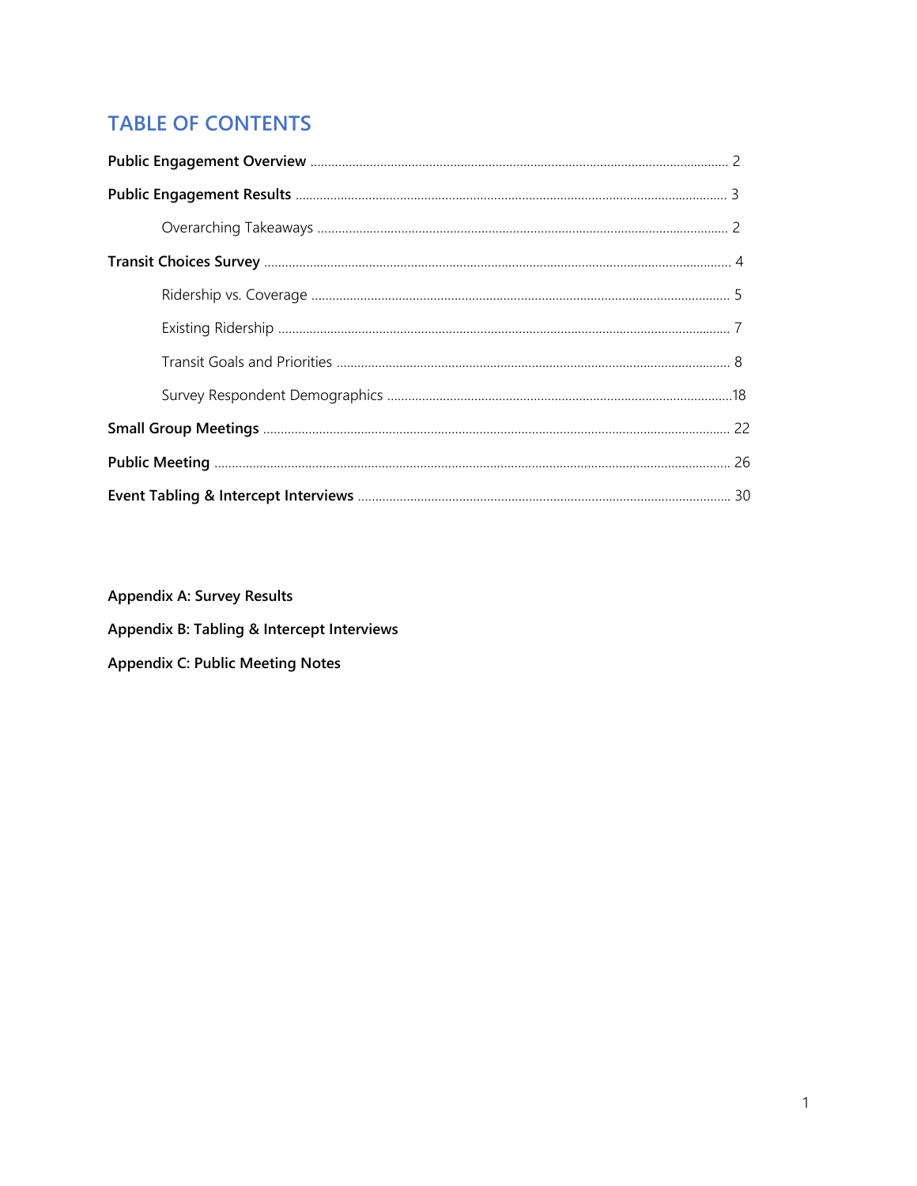## TABLE OF CONTENTS

**Public Engagement Overview** .......... 2

**Public Engagement Results** .......... 3

- Overarching Takeaways .......... 2

**Transit Choices Survey** .......... 4

- Ridership vs. Coverage .......... 5
- Existing Ridership .......... 7
- Transit Goals and Priorities .......... 8
- Survey Respondent Demographics .......... 18

**Small Group Meetings** .......... 22

**Public Meeting** .......... 26

**Event Tabling & Intercept Interviews** .......... 30

**Appendix A: Survey Results**

**Appendix B: Tabling & Intercept Interviews**

**Appendix C: Public Meeting Notes**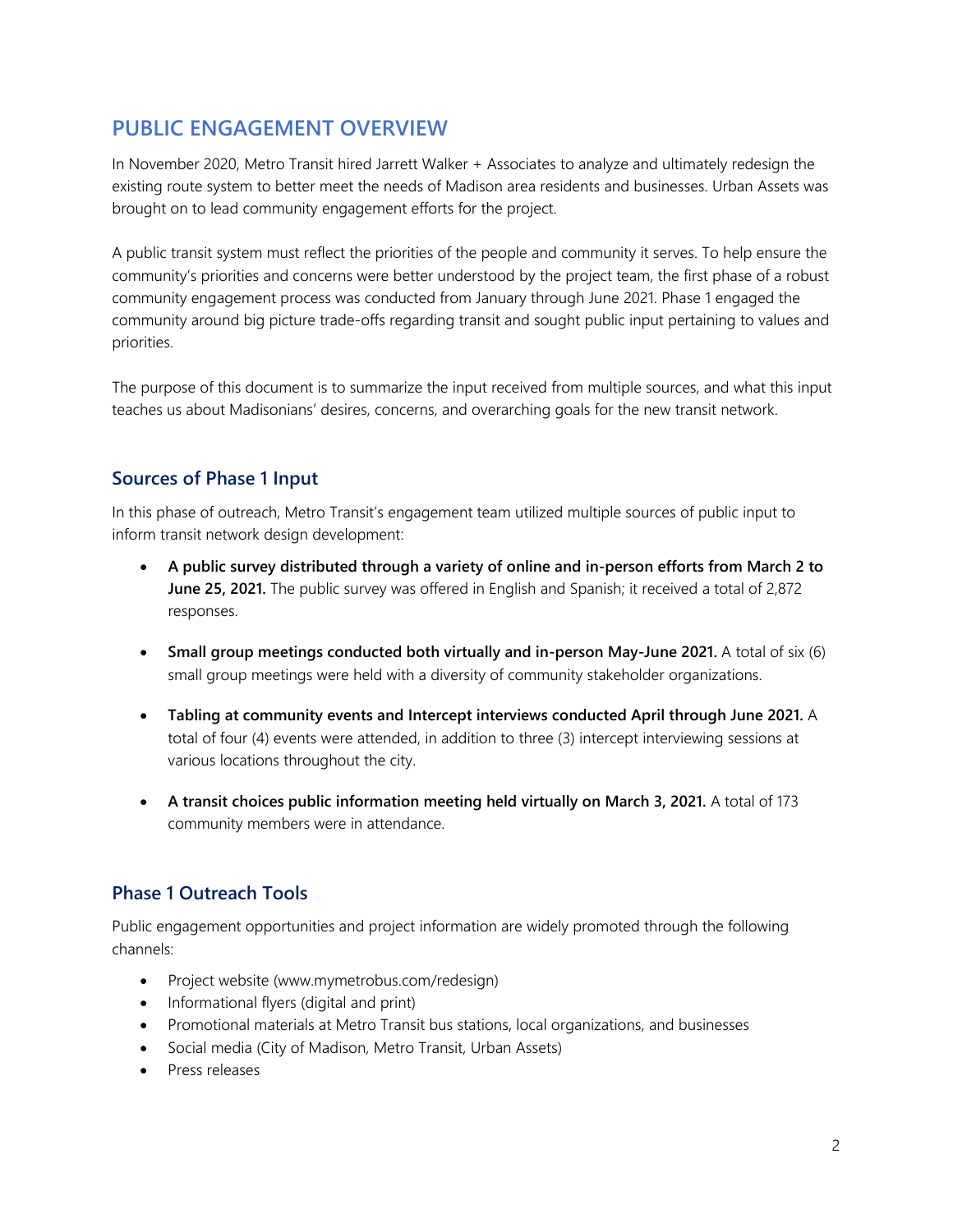# PUBLIC ENGAGEMENT OVERVIEW

In November 2020, Metro Transit hired Jarrett Walker + Associates to analyze and ultimately redesign the existing route system to better meet the needs of Madison area residents and businesses. Urban Assets was brought on to lead community engagement efforts for the project.

A public transit system must reflect the priorities of the people and community it serves. To help ensure the community's priorities and concerns were better understood by the project team, the first phase of a robust community engagement process was conducted from January through June 2021. Phase 1 engaged the community around big picture trade-offs regarding transit and sought public input pertaining to values and priorities.

The purpose of this document is to summarize the input received from multiple sources, and what this input teaches us about Madisonians' desires, concerns, and overarching goals for the new transit network.

## Sources of Phase 1 Input

In this phase of outreach, Metro Transit's engagement team utilized multiple sources of public input to inform transit network design development:

- **A public survey distributed through a variety of online and in-person efforts from March 2 to June 25, 2021.** The public survey was offered in English and Spanish; it received a total of 2,872 responses.
- **Small group meetings conducted both virtually and in-person May-June 2021.** A total of six (6) small group meetings were held with a diversity of community stakeholder organizations.
- **Tabling at community events and Intercept interviews conducted April through June 2021.** A total of four (4) events were attended, in addition to three (3) intercept interviewing sessions at various locations throughout the city.
- **A transit choices public information meeting held virtually on March 3, 2021.** A total of 173 community members were in attendance.

## Phase 1 Outreach Tools

Public engagement opportunities and project information are widely promoted through the following channels:

- Project website (www.mymetrobus.com/redesign)
- Informational flyers (digital and print)
- Promotional materials at Metro Transit bus stations, local organizations, and businesses
- Social media (City of Madison, Metro Transit, Urban Assets)
- Press releases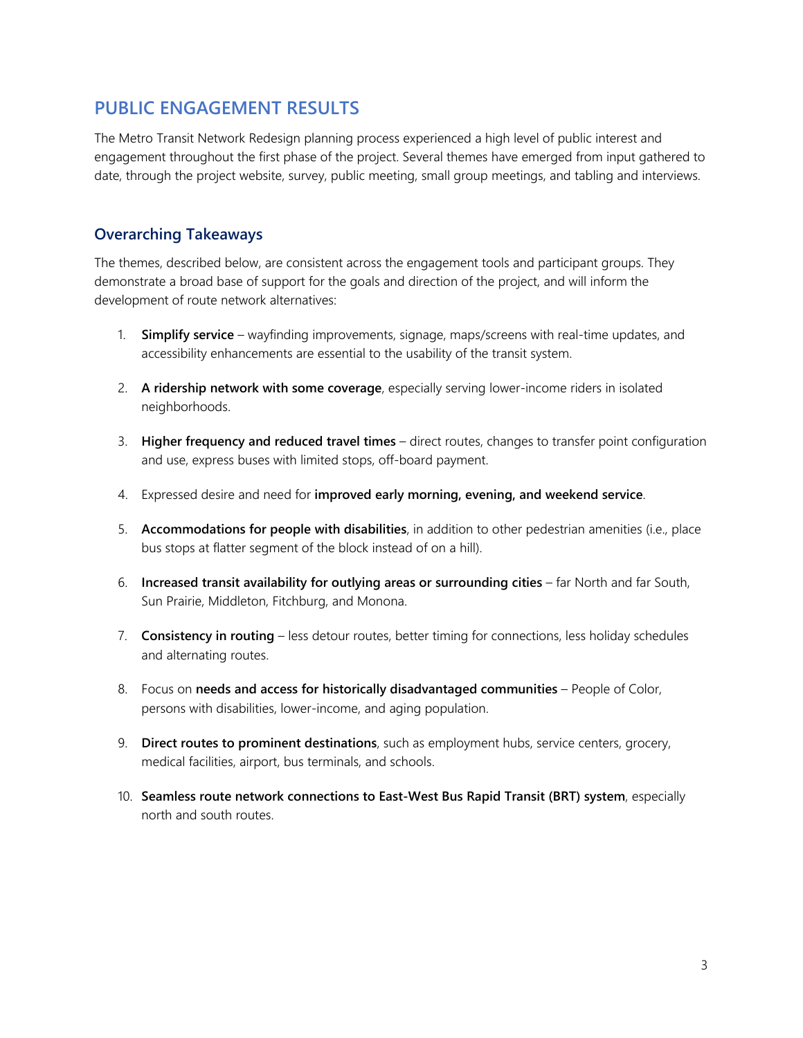## PUBLIC ENGAGEMENT RESULTS

The Metro Transit Network Redesign planning process experienced a high level of public interest and engagement throughout the first phase of the project. Several themes have emerged from input gathered to date, through the project website, survey, public meeting, small group meetings, and tabling and interviews.

### Overarching Takeaways

The themes, described below, are consistent across the engagement tools and participant groups. They demonstrate a broad base of support for the goals and direction of the project, and will inform the development of route network alternatives:

1. **Simplify service** – wayfinding improvements, signage, maps/screens with real-time updates, and accessibility enhancements are essential to the usability of the transit system.
2. **A ridership network with some coverage**, especially serving lower-income riders in isolated neighborhoods.
3. **Higher frequency and reduced travel times** – direct routes, changes to transfer point configuration and use, express buses with limited stops, off-board payment.
4. Expressed desire and need for **improved early morning, evening, and weekend service**.
5. **Accommodations for people with disabilities**, in addition to other pedestrian amenities (i.e., place bus stops at flatter segment of the block instead of on a hill).
6. **Increased transit availability for outlying areas or surrounding cities** – far North and far South, Sun Prairie, Middleton, Fitchburg, and Monona.
7. **Consistency in routing** – less detour routes, better timing for connections, less holiday schedules and alternating routes.
8. Focus on **needs and access for historically disadvantaged communities** – People of Color, persons with disabilities, lower-income, and aging population.
9. **Direct routes to prominent destinations**, such as employment hubs, service centers, grocery, medical facilities, airport, bus terminals, and schools.
10. **Seamless route network connections to East-West Bus Rapid Transit (BRT) system**, especially north and south routes.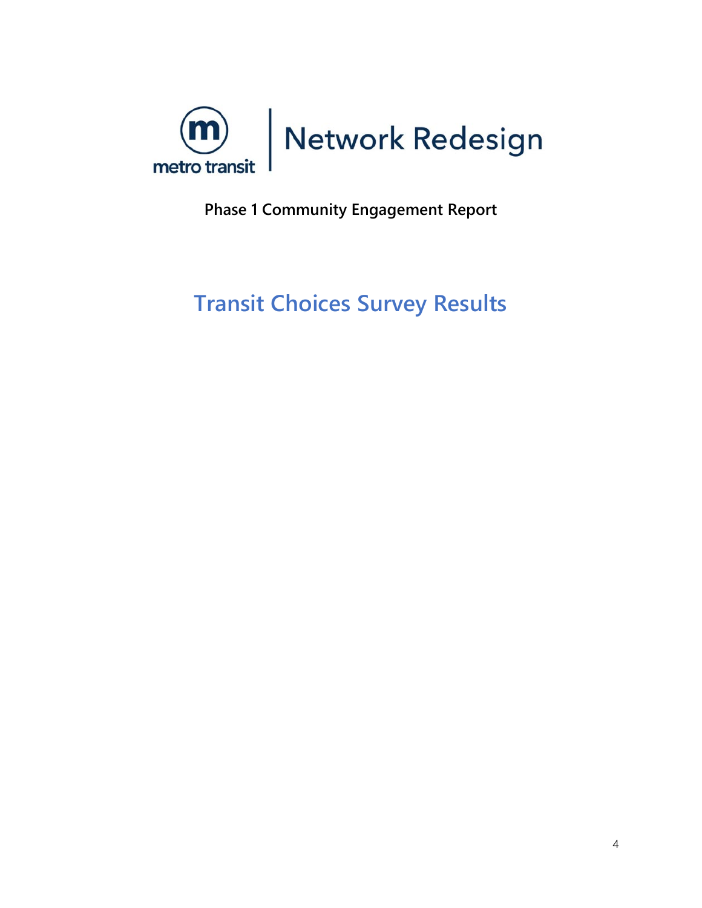metro transit | Network Redesign

**Phase 1 Community Engagement Report**

# Transit Choices Survey Results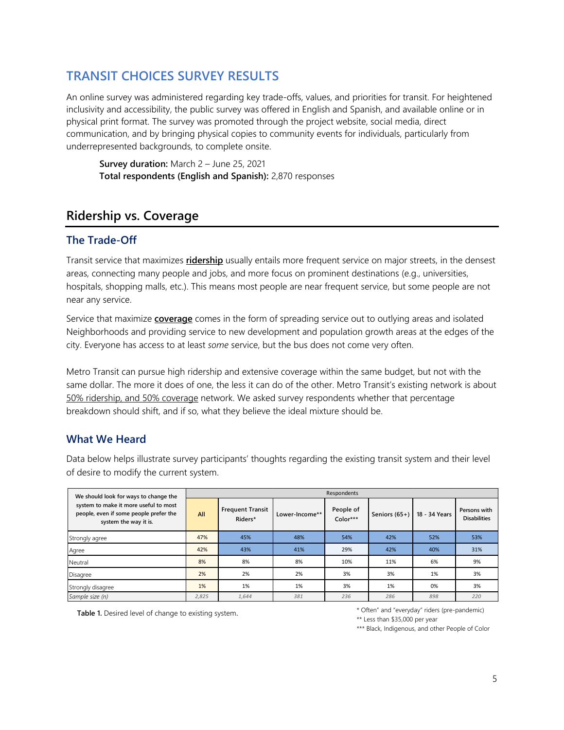## TRANSIT CHOICES SURVEY RESULTS

An online survey was administered regarding key trade-offs, values, and priorities for transit. For heightened inclusivity and accessibility, the public survey was offered in English and Spanish, and available online or in physical print format. The survey was promoted through the project website, social media, direct communication, and by bringing physical copies to community events for individuals, particularly from underrepresented backgrounds, to complete onsite.

**Survey duration:** March 2 – June 25, 2021
**Total respondents (English and Spanish):** 2,870 responses

## Ridership vs. Coverage

### The Trade-Off

Transit service that maximizes **ridership** usually entails more frequent service on major streets, in the densest areas, connecting many people and jobs, and more focus on prominent destinations (e.g., universities, hospitals, shopping malls, etc.). This means most people are near frequent service, but some people are not near any service.

Service that maximize **coverage** comes in the form of spreading service out to outlying areas and isolated Neighborhoods and providing service to new development and population growth areas at the edges of the city. Everyone has access to at least *some* service, but the bus does not come very often.

Metro Transit can pursue high ridership and extensive coverage within the same budget, but not with the same dollar. The more it does of one, the less it can do of the other. Metro Transit's existing network is about 50% ridership, and 50% coverage network. We asked survey respondents whether that percentage breakdown should shift, and if so, what they believe the ideal mixture should be.

### What We Heard

Data below helps illustrate survey participants' thoughts regarding the existing transit system and their level of desire to modify the current system.

| We should look for ways to change the system to make it more useful to most people, even if some people prefer the system the way it is. | Respondents | | | | | | |
|---|---|---|---|---|---|---|---|
| | All | Frequent Transit Riders* | Lower-Income** | People of Color*** | Seniors (65+) | 18 - 34 Years | Persons with Disabilities |
| Strongly agree | 47% | 45% | 48% | 54% | 42% | 52% | 53% |
| Agree | 42% | 43% | 41% | 29% | 42% | 40% | 31% |
| Neutral | 8% | 8% | 8% | 10% | 11% | 6% | 9% |
| Disagree | 2% | 2% | 2% | 3% | 3% | 1% | 3% |
| Strongly disagree | 1% | 1% | 1% | 3% | 1% | 0% | 3% |
| *Sample size (n)* | *2,825* | *1,644* | *381* | *236* | *286* | *898* | *220* |

**Table 1.** Desired level of change to existing system.

\* Often" and "everyday" riders (pre-pandemic)
** Less than $35,000 per year
*** Black, Indigenous, and other People of Color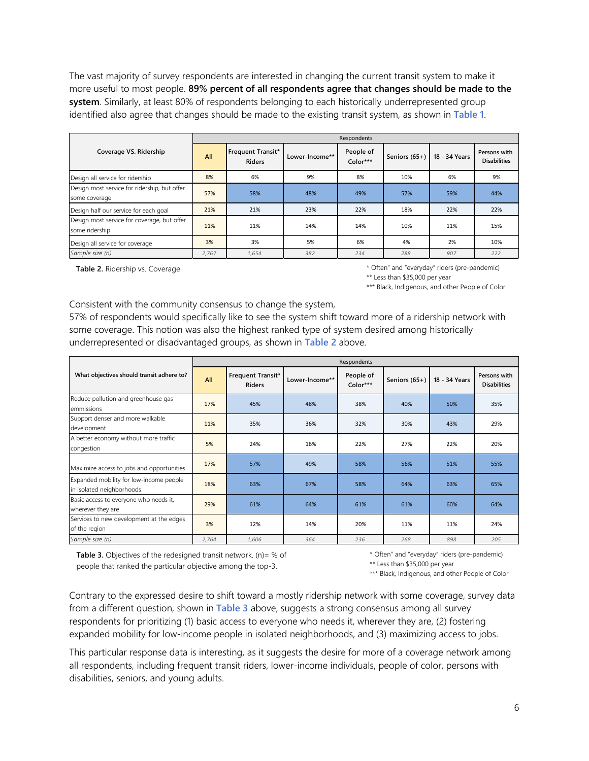The vast majority of survey respondents are interested in changing the current transit system to make it more useful to most people. **89% percent of all respondents agree that changes should be made to the system**. Similarly, at least 80% of respondents belonging to each historically underrepresented group identified also agree that changes should be made to the existing transit system, as shown in **Table 1**.

| Coverage VS. Ridership | Respondents | | | | | | |
|---|---|---|---|---|---|---|---|
| | All | Frequent Transit* Riders | Lower-Income** | People of Color*** | Seniors (65+) | 18 - 34 Years | Persons with Disabilities |
| Design all service for ridership | 8% | 6% | 9% | 8% | 10% | 6% | 9% |
| Design most service for ridership, but offer some coverage | 57% | 58% | 48% | 49% | 57% | 59% | 44% |
| Design half our service for each goal | 21% | 21% | 23% | 22% | 18% | 22% | 22% |
| Design most service for coverage, but offer some ridership | 11% | 11% | 14% | 14% | 10% | 11% | 15% |
| Design all service for coverage | 3% | 3% | 5% | 6% | 4% | 2% | 10% |
| *Sample size (n)* | *2,767* | *1,654* | *382* | *234* | *288* | *907* | *222* |

**Table 2.** Ridership vs. Coverage

\* Often" and "everyday" riders (pre-pandemic)
\** Less than $35,000 per year
\*** Black, Indigenous, and other People of Color

Consistent with the community consensus to change the system,
57% of respondents would specifically like to see the system shift toward more of a ridership network with some coverage. This notion was also the highest ranked type of system desired among historically underrepresented or disadvantaged groups, as shown in **Table 2** above.

| What objectives should transit adhere to? | Respondents | | | | | | |
|---|---|---|---|---|---|---|---|
| | All | Frequent Transit* Riders | Lower-Income** | People of Color*** | Seniors (65+) | 18 - 34 Years | Persons with Disabilities |
| Reduce pollution and greenhouse gas emmissions | 17% | 45% | 48% | 38% | 40% | 50% | 35% |
| Support denser and more walkable development | 11% | 35% | 36% | 32% | 30% | 43% | 29% |
| A better economy without more traffic congestion | 5% | 24% | 16% | 22% | 27% | 22% | 20% |
| Maximize access to jobs and opportunities | 17% | 57% | 49% | 58% | 56% | 51% | 55% |
| Expanded mobility for low-income people in isolated neighborhoods | 18% | 63% | 67% | 58% | 64% | 63% | 65% |
| Basic access to everyone who needs it, wherever they are | 29% | 61% | 64% | 61% | 61% | 60% | 64% |
| Services to new development at the edges of the region | 3% | 12% | 14% | 20% | 11% | 11% | 24% |
| *Sample size (n)* | *2,764* | *1,606* | *364* | *236* | *268* | *898* | *205* |

**Table 3.** Objectives of the redesigned transit network. (n)= % of people that ranked the particular objective among the top-3.

\* Often" and "everyday" riders (pre-pandemic)
\** Less than $35,000 per year
\*** Black, Indigenous, and other People of Color

Contrary to the expressed desire to shift toward a mostly ridership network with some coverage, survey data from a different question, shown in **Table 3** above, suggests a strong consensus among all survey respondents for prioritizing (1) basic access to everyone who needs it, wherever they are, (2) fostering expanded mobility for low-income people in isolated neighborhoods, and (3) maximizing access to jobs.

This particular response data is interesting, as it suggests the desire for more of a coverage network among all respondents, including frequent transit riders, lower-income individuals, people of color, persons with disabilities, seniors, and young adults.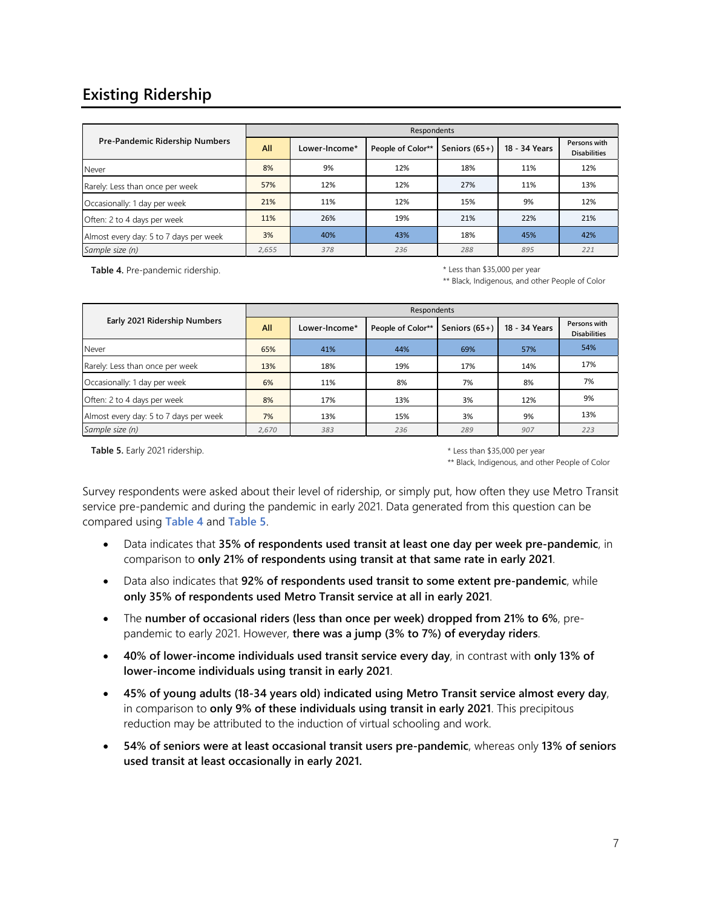## Existing Ridership

| Pre-Pandemic Ridership Numbers | Respondents | | | | | |
|---|---|---|---|---|---|---|
| | All | Lower-Income* | People of Color** | Seniors (65+) | 18 - 34 Years | Persons with Disabilities |
| Never | 8% | 9% | 12% | 18% | 11% | 12% |
| Rarely: Less than once per week | 57% | 12% | 12% | 27% | 11% | 13% |
| Occasionally: 1 day per week | 21% | 11% | 12% | 15% | 9% | 12% |
| Often: 2 to 4 days per week | 11% | 26% | 19% | 21% | 22% | 21% |
| Almost every day: 5 to 7 days per week | 3% | 40% | 43% | 18% | 45% | 42% |
| *Sample size (n)* | *2,655* | *378* | *236* | *288* | *895* | *221* |

**Table 4.** Pre-pandemic ridership.

\* Less than $35,000 per year
\*\* Black, Indigenous, and other People of Color

| Early 2021 Ridership Numbers | Respondents | | | | | |
|---|---|---|---|---|---|---|
| | All | Lower-Income* | People of Color** | Seniors (65+) | 18 - 34 Years | Persons with Disabilities |
| Never | 65% | 41% | 44% | 69% | 57% | 54% |
| Rarely: Less than once per week | 13% | 18% | 19% | 17% | 14% | 17% |
| Occasionally: 1 day per week | 6% | 11% | 8% | 7% | 8% | 7% |
| Often: 2 to 4 days per week | 8% | 17% | 13% | 3% | 12% | 9% |
| Almost every day: 5 to 7 days per week | 7% | 13% | 15% | 3% | 9% | 13% |
| *Sample size (n)* | *2,670* | *383* | *236* | *289* | *907* | *223* |

**Table 5.** Early 2021 ridership.

\* Less than $35,000 per year
\*\* Black, Indigenous, and other People of Color

Survey respondents were asked about their level of ridership, or simply put, how often they use Metro Transit service pre-pandemic and during the pandemic in early 2021. Data generated from this question can be compared using Table 4 and Table 5.

- Data indicates that **35% of respondents used transit at least one day per week pre-pandemic**, in comparison to **only 21% of respondents using transit at that same rate in early 2021**.
- Data also indicates that **92% of respondents used transit to some extent pre-pandemic**, while **only 35% of respondents used Metro Transit service at all in early 2021**.
- The **number of occasional riders (less than once per week) dropped from 21% to 6%**, pre-pandemic to early 2021. However, **there was a jump (3% to 7%) of everyday riders**.
- **40% of lower-income individuals used transit service every day**, in contrast with **only 13% of lower-income individuals using transit in early 2021**.
- **45% of young adults (18-34 years old) indicated using Metro Transit service almost every day**, in comparison to **only 9% of these individuals using transit in early 2021**. This precipitous reduction may be attributed to the induction of virtual schooling and work.
- **54% of seniors were at least occasional transit users pre-pandemic**, whereas only **13% of seniors used transit at least occasionally in early 2021.**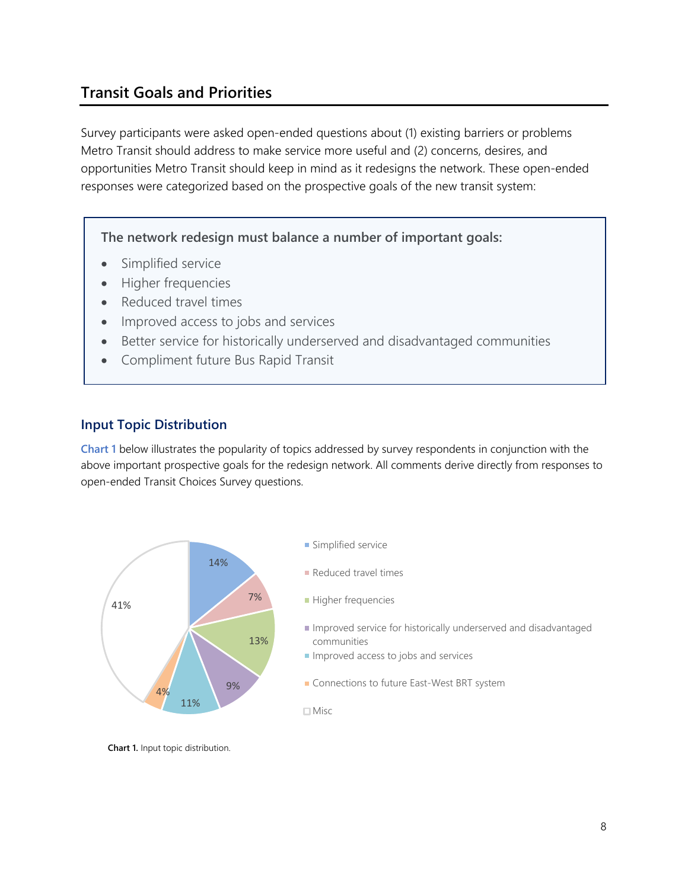## Transit Goals and Priorities

Survey participants were asked open-ended questions about (1) existing barriers or problems Metro Transit should address to make service more useful and (2) concerns, desires, and opportunities Metro Transit should keep in mind as it redesigns the network. These open-ended responses were categorized based on the prospective goals of the new transit system:

> **The network redesign must balance a number of important goals:**
>
> - Simplified service
> - Higher frequencies
> - Reduced travel times
> - Improved access to jobs and services
> - Better service for historically underserved and disadvantaged communities
> - Compliment future Bus Rapid Transit

### Input Topic Distribution

Chart 1 below illustrates the popularity of topics addressed by survey respondents in conjunction with the above important prospective goals for the redesign network. All comments derive directly from responses to open-ended Transit Choices Survey questions.

| Topic | Share |
|---|---|
| Simplified service | 14% |
| Reduced travel times | 7% |
| Higher frequencies | 13% |
| Improved service for historically underserved and disadvantaged communities | 9% |
| Improved access to jobs and services | 11% |
| Connections to future East-West BRT system | 4% |
| Misc | 41% |

**Chart 1.** Input topic distribution.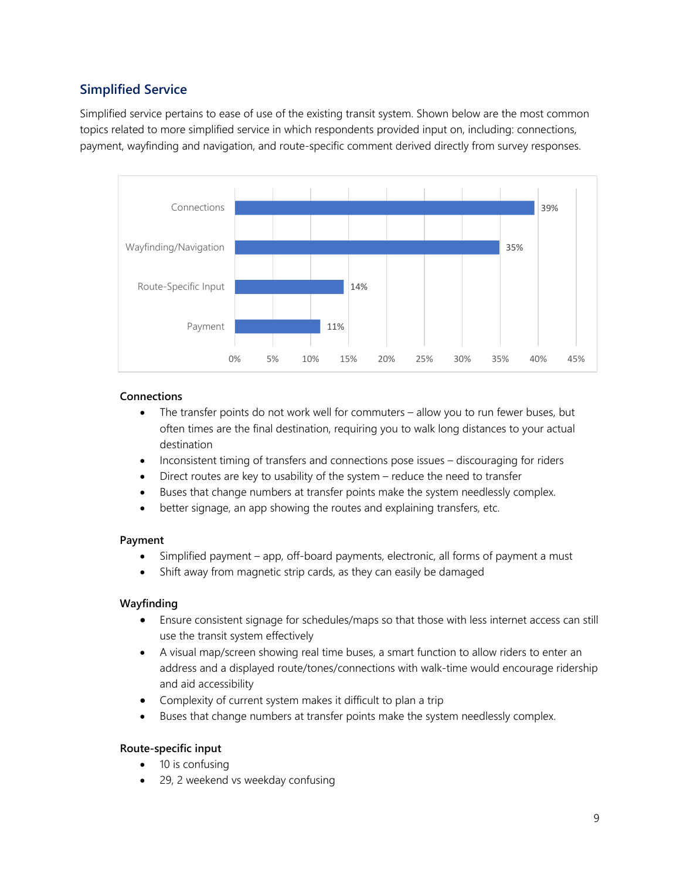## Simplified Service

Simplified service pertains to ease of use of the existing transit system. Shown below are the most common topics related to more simplified service in which respondents provided input on, including: connections, payment, wayfinding and navigation, and route-specific comment derived directly from survey responses.

| Topic | Percentage |
| --- | --- |
| Connections | 39% |
| Wayfinding/Navigation | 35% |
| Route-Specific Input | 14% |
| Payment | 11% |

**Connections**

- The transfer points do not work well for commuters – allow you to run fewer buses, but often times are the final destination, requiring you to walk long distances to your actual destination
- Inconsistent timing of transfers and connections pose issues – discouraging for riders
- Direct routes are key to usability of the system – reduce the need to transfer
- Buses that change numbers at transfer points make the system needlessly complex.
- better signage, an app showing the routes and explaining transfers, etc.

**Payment**

- Simplified payment – app, off-board payments, electronic, all forms of payment a must
- Shift away from magnetic strip cards, as they can easily be damaged

**Wayfinding**

- Ensure consistent signage for schedules/maps so that those with less internet access can still use the transit system effectively
- A visual map/screen showing real time buses, a smart function to allow riders to enter an address and a displayed route/tones/connections with walk-time would encourage ridership and aid accessibility
- Complexity of current system makes it difficult to plan a trip
- Buses that change numbers at transfer points make the system needlessly complex.

**Route-specific input**

- 10 is confusing
- 29, 2 weekend vs weekday confusing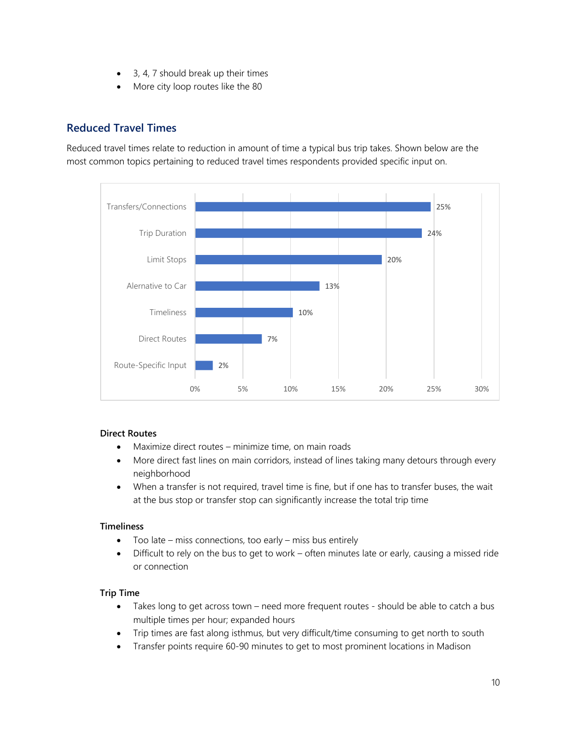- 3, 4, 7 should break up their times
- More city loop routes like the 80

## Reduced Travel Times

Reduced travel times relate to reduction in amount of time a typical bus trip takes. Shown below are the most common topics pertaining to reduced travel times respondents provided specific input on.

| Topic | Percentage |
| --- | --- |
| Transfers/Connections | 25% |
| Trip Duration | 24% |
| Limit Stops | 20% |
| Alernative to Car | 13% |
| Timeliness | 10% |
| Direct Routes | 7% |
| Route-Specific Input | 2% |

**Direct Routes**

- Maximize direct routes – minimize time, on main roads
- More direct fast lines on main corridors, instead of lines taking many detours through every neighborhood
- When a transfer is not required, travel time is fine, but if one has to transfer buses, the wait at the bus stop or transfer stop can significantly increase the total trip time

**Timeliness**

- Too late – miss connections, too early – miss bus entirely
- Difficult to rely on the bus to get to work – often minutes late or early, causing a missed ride or connection

**Trip Time**

- Takes long to get across town – need more frequent routes - should be able to catch a bus multiple times per hour; expanded hours
- Trip times are fast along isthmus, but very difficult/time consuming to get north to south
- Transfer points require 60-90 minutes to get to most prominent locations in Madison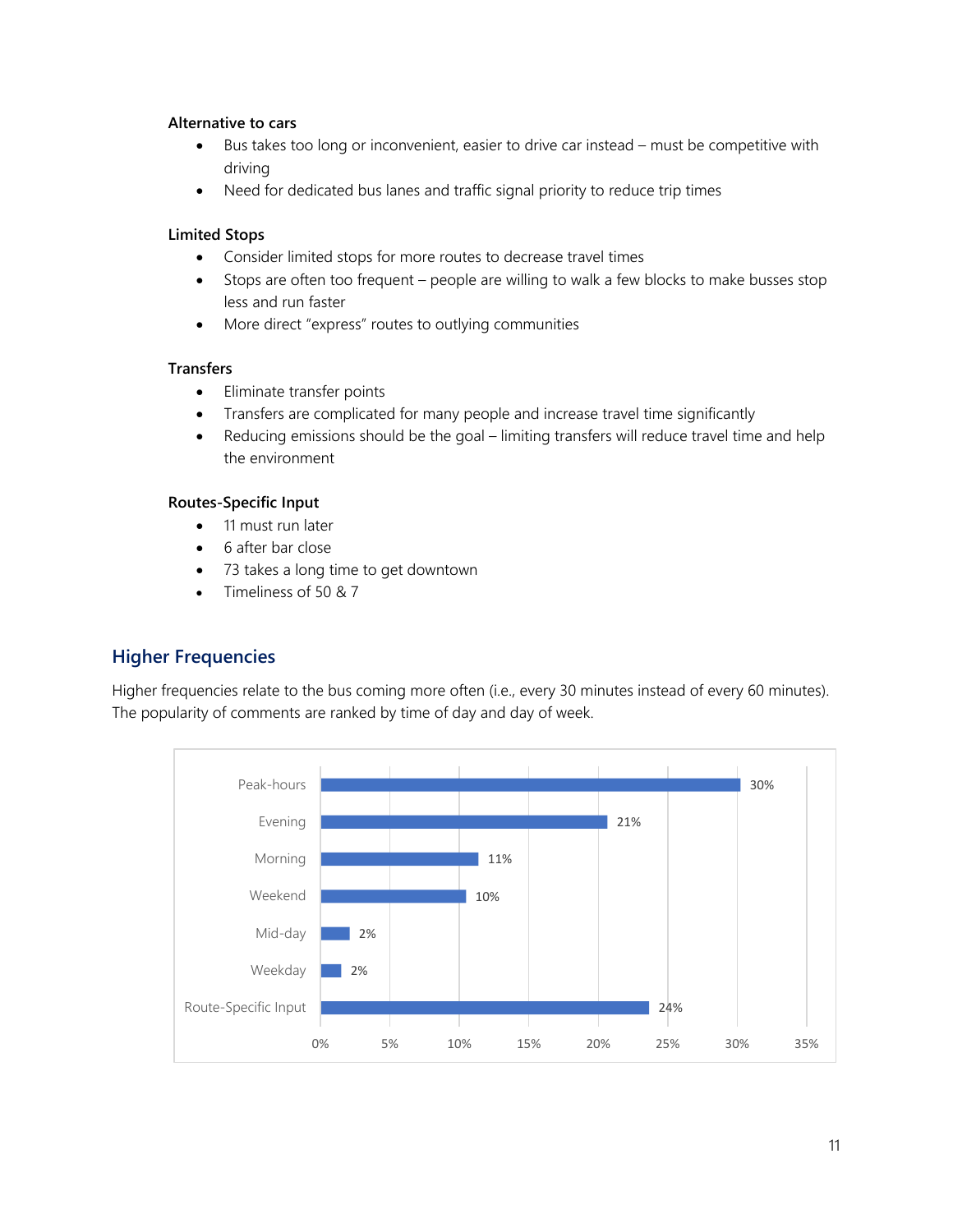**Alternative to cars**

- Bus takes too long or inconvenient, easier to drive car instead – must be competitive with driving
- Need for dedicated bus lanes and traffic signal priority to reduce trip times

**Limited Stops**

- Consider limited stops for more routes to decrease travel times
- Stops are often too frequent – people are willing to walk a few blocks to make busses stop less and run faster
- More direct "express" routes to outlying communities

**Transfers**

- Eliminate transfer points
- Transfers are complicated for many people and increase travel time significantly
- Reducing emissions should be the goal – limiting transfers will reduce travel time and help the environment

**Routes-Specific Input**

- 11 must run later
- 6 after bar close
- 73 takes a long time to get downtown
- Timeliness of 50 & 7

## Higher Frequencies

Higher frequencies relate to the bus coming more often (i.e., every 30 minutes instead of every 60 minutes). The popularity of comments are ranked by time of day and day of week.

| Category | Percentage |
|---|---|
| Peak-hours | 30% |
| Evening | 21% |
| Morning | 11% |
| Weekend | 10% |
| Mid-day | 2% |
| Weekday | 2% |
| Route-Specific Input | 24% |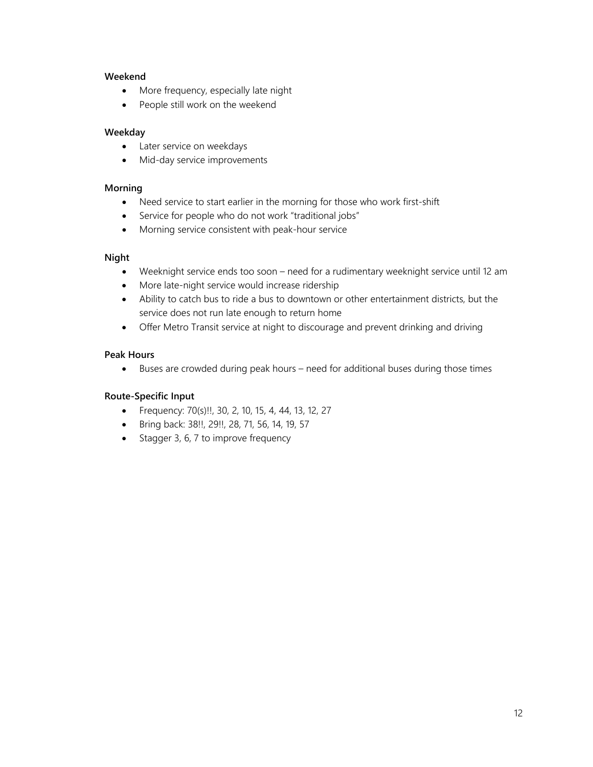**Weekend**

- More frequency, especially late night
- People still work on the weekend

**Weekday**

- Later service on weekdays
- Mid-day service improvements

**Morning**

- Need service to start earlier in the morning for those who work first-shift
- Service for people who do not work "traditional jobs"
- Morning service consistent with peak-hour service

**Night**

- Weeknight service ends too soon – need for a rudimentary weeknight service until 12 am
- More late-night service would increase ridership
- Ability to catch bus to ride a bus to downtown or other entertainment districts, but the service does not run late enough to return home
- Offer Metro Transit service at night to discourage and prevent drinking and driving

**Peak Hours**

- Buses are crowded during peak hours – need for additional buses during those times

**Route-Specific Input**

- Frequency: 70(s)!!, 30, 2, 10, 15, 4, 44, 13, 12, 27
- Bring back: 38!!, 29!!, 28, 71, 56, 14, 19, 57
- Stagger 3, 6, 7 to improve frequency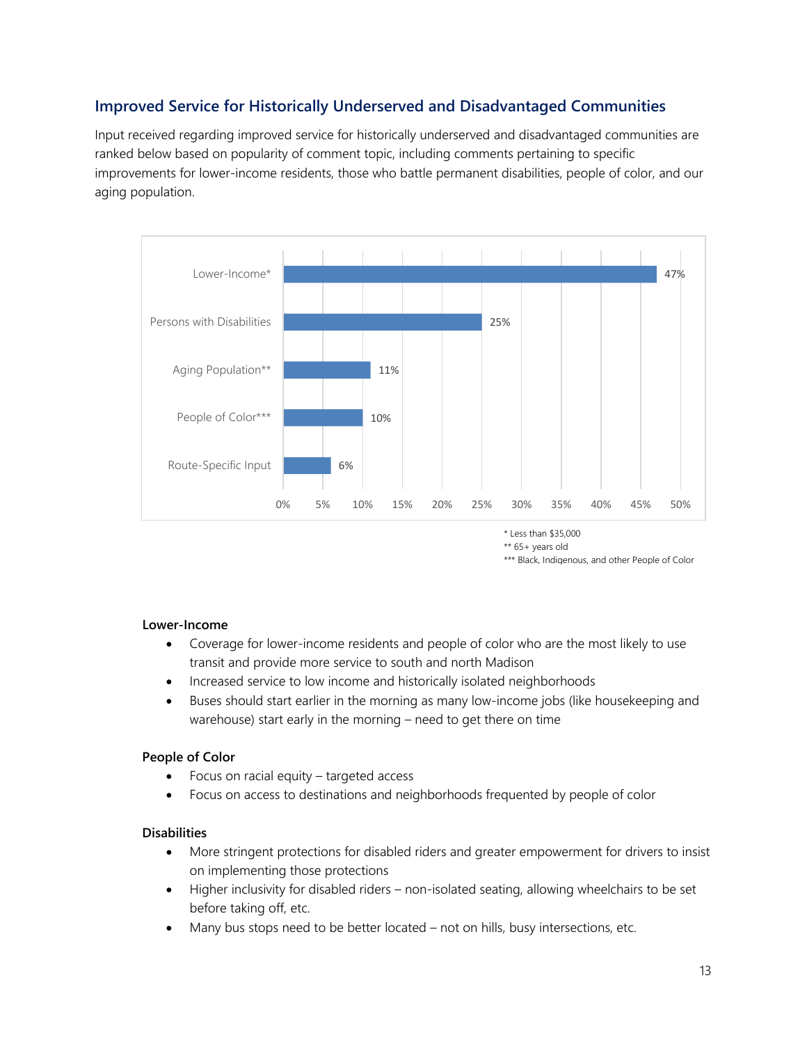## Improved Service for Historically Underserved and Disadvantaged Communities

Input received regarding improved service for historically underserved and disadvantaged communities are ranked below based on popularity of comment topic, including comments pertaining to specific improvements for lower-income residents, those who battle permanent disabilities, people of color, and our aging population.

| Category | Percentage |
|---|---|
| Lower-Income* | 47% |
| Persons with Disabilities | 25% |
| Aging Population** | 11% |
| People of Color*** | 10% |
| Route-Specific Input | 6% |

\* Less than $35,000
\*\* 65+ years old
\*\*\* Black, Indigenous, and other People of Color

**Lower-Income**

- Coverage for lower-income residents and people of color who are the most likely to use transit and provide more service to south and north Madison
- Increased service to low income and historically isolated neighborhoods
- Buses should start earlier in the morning as many low-income jobs (like housekeeping and warehouse) start early in the morning – need to get there on time

**People of Color**

- Focus on racial equity – targeted access
- Focus on access to destinations and neighborhoods frequented by people of color

**Disabilities**

- More stringent protections for disabled riders and greater empowerment for drivers to insist on implementing those protections
- Higher inclusivity for disabled riders – non-isolated seating, allowing wheelchairs to be set before taking off, etc.
- Many bus stops need to be better located – not on hills, busy intersections, etc.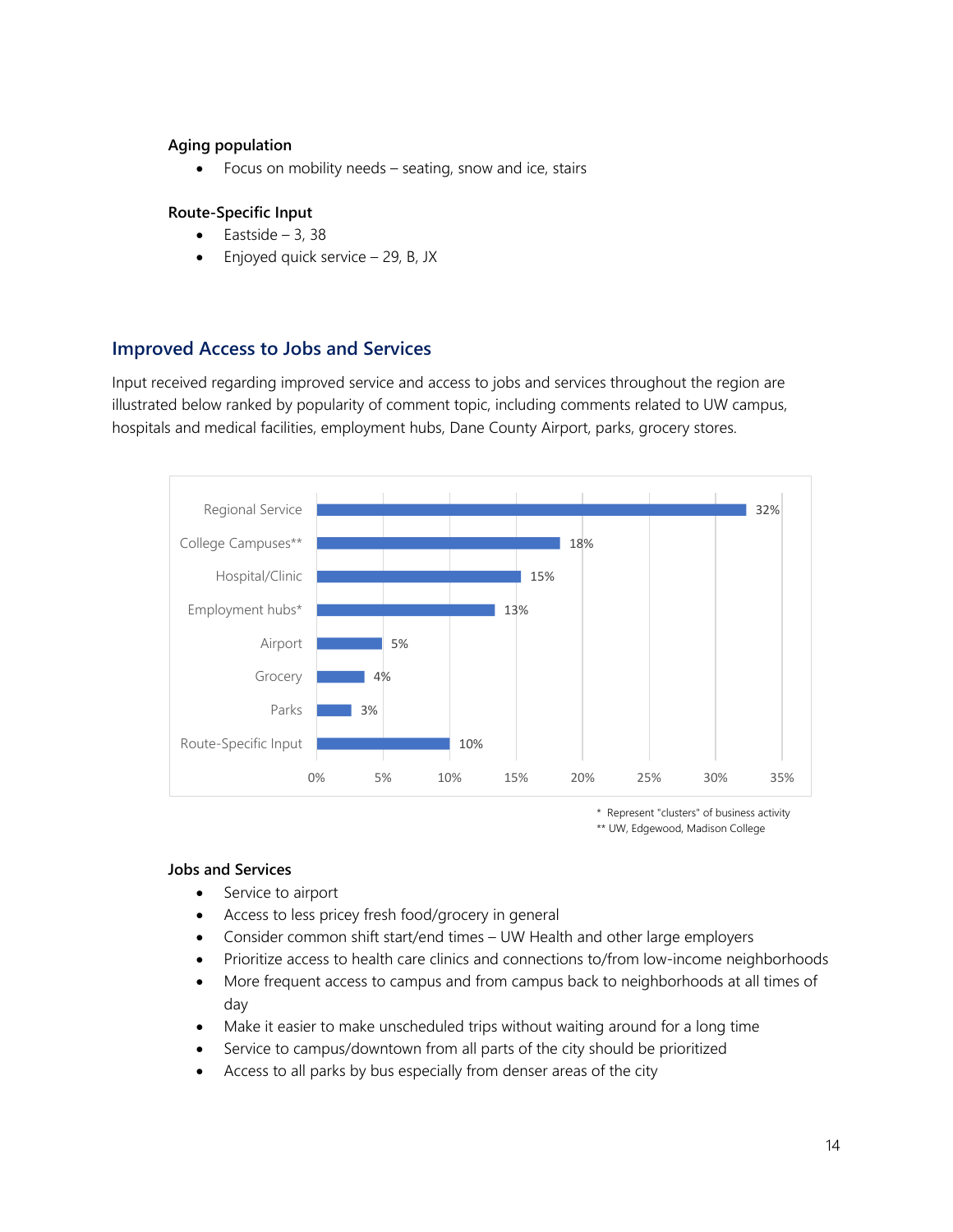**Aging population**

- Focus on mobility needs – seating, snow and ice, stairs

**Route-Specific Input**

- Eastside – 3, 38
- Enjoyed quick service – 29, B, JX

## Improved Access to Jobs and Services

Input received regarding improved service and access to jobs and services throughout the region are illustrated below ranked by popularity of comment topic, including comments related to UW campus, hospitals and medical facilities, employment hubs, Dane County Airport, parks, grocery stores.

| Category | Percent |
|---|---|
| Regional Service | 32% |
| College Campuses** | 18% |
| Hospital/Clinic | 15% |
| Employment hubs* | 13% |
| Airport | 5% |
| Grocery | 4% |
| Parks | 3% |
| Route-Specific Input | 10% |

\* Represent "clusters" of business activity
** UW, Edgewood, Madison College

**Jobs and Services**

- Service to airport
- Access to less pricey fresh food/grocery in general
- Consider common shift start/end times – UW Health and other large employers
- Prioritize access to health care clinics and connections to/from low-income neighborhoods
- More frequent access to campus and from campus back to neighborhoods at all times of day
- Make it easier to make unscheduled trips without waiting around for a long time
- Service to campus/downtown from all parts of the city should be prioritized
- Access to all parks by bus especially from denser areas of the city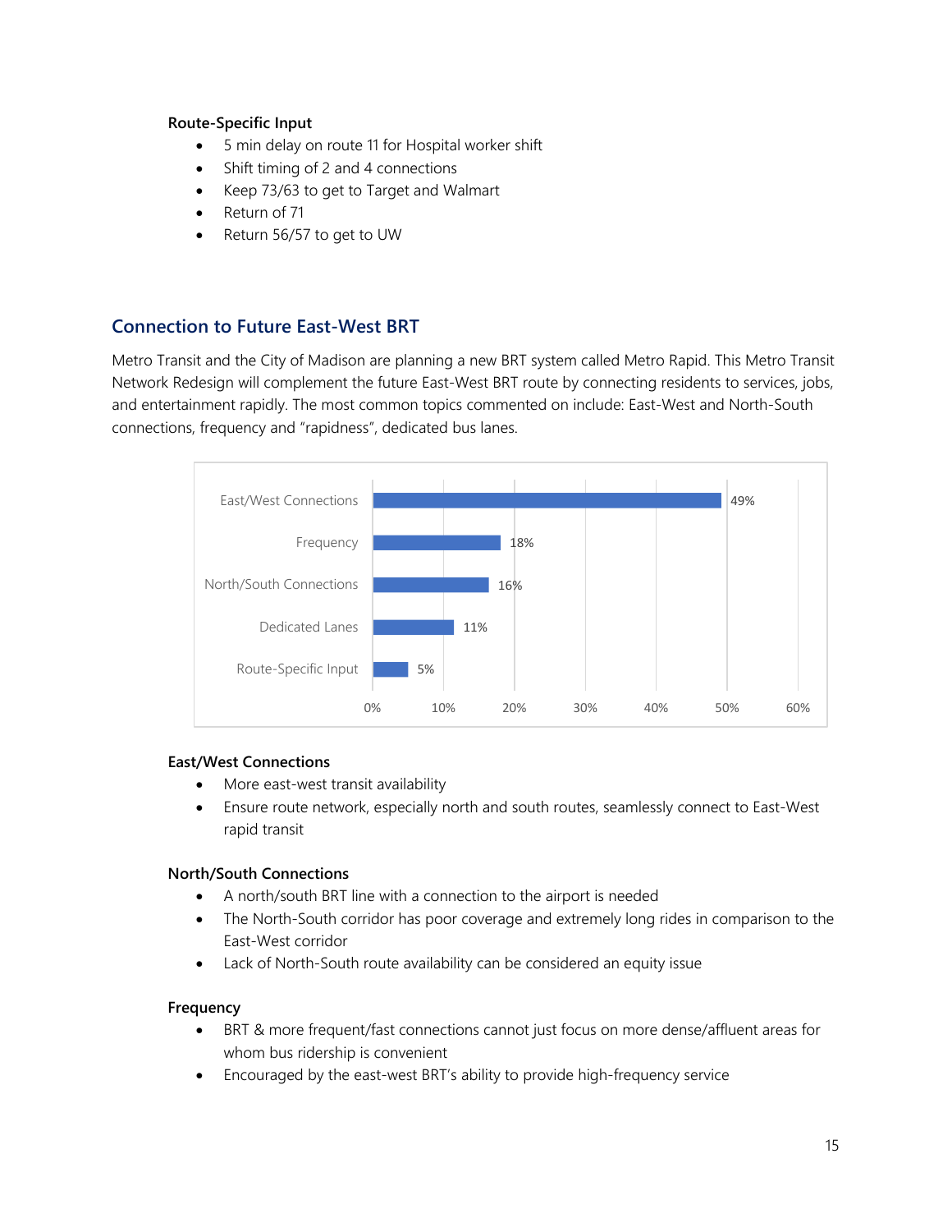**Route-Specific Input**

- 5 min delay on route 11 for Hospital worker shift
- Shift timing of 2 and 4 connections
- Keep 73/63 to get to Target and Walmart
- Return of 71
- Return 56/57 to get to UW

## Connection to Future East-West BRT

Metro Transit and the City of Madison are planning a new BRT system called Metro Rapid. This Metro Transit Network Redesign will complement the future East-West BRT route by connecting residents to services, jobs, and entertainment rapidly. The most common topics commented on include: East-West and North-South connections, frequency and "rapidness", dedicated bus lanes.

| Topic | Percentage |
|---|---|
| East/West Connections | 49% |
| Frequency | 18% |
| North/South Connections | 16% |
| Dedicated Lanes | 11% |
| Route-Specific Input | 5% |

**East/West Connections**

- More east-west transit availability
- Ensure route network, especially north and south routes, seamlessly connect to East-West rapid transit

**North/South Connections**

- A north/south BRT line with a connection to the airport is needed
- The North-South corridor has poor coverage and extremely long rides in comparison to the East-West corridor
- Lack of North-South route availability can be considered an equity issue

**Frequency**

- BRT & more frequent/fast connections cannot just focus on more dense/affluent areas for whom bus ridership is convenient
- Encouraged by the east-west BRT's ability to provide high-frequency service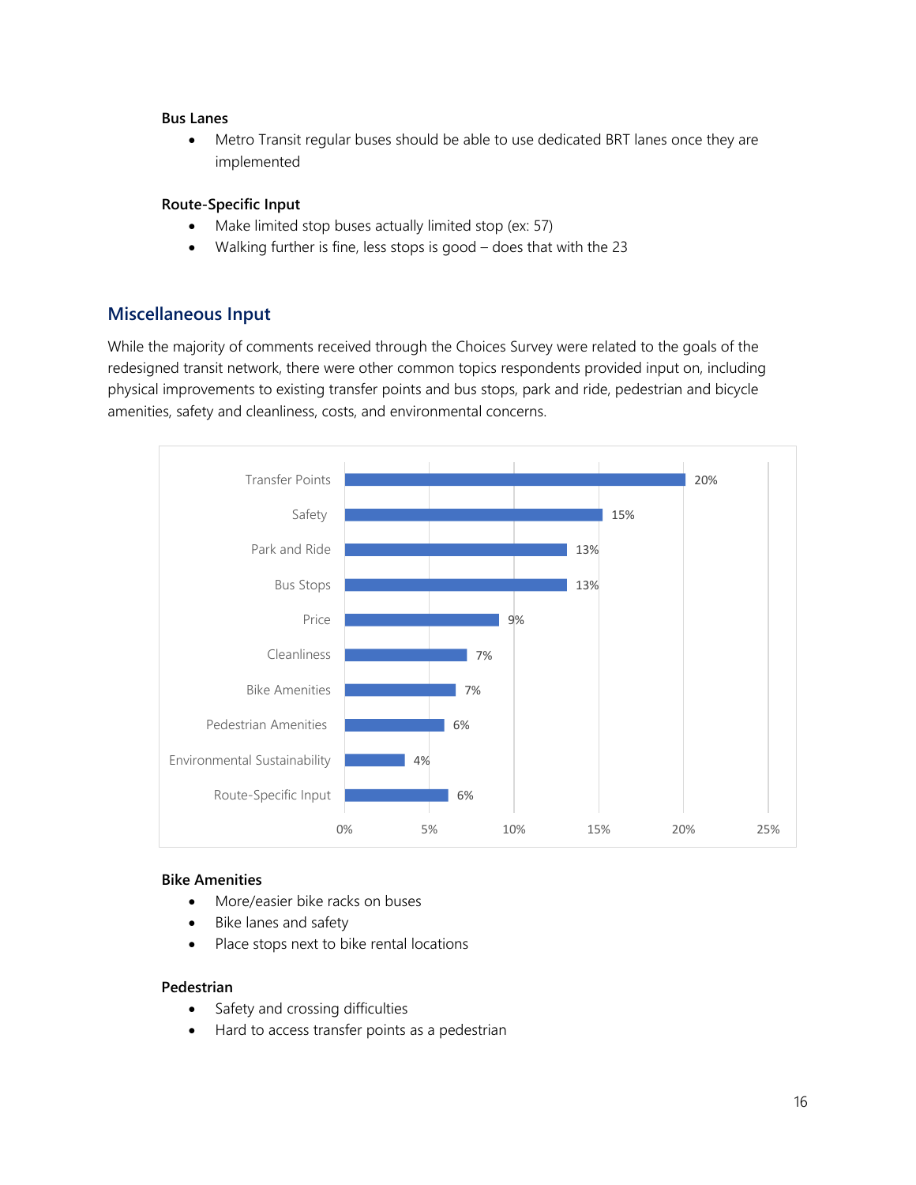**Bus Lanes**

- Metro Transit regular buses should be able to use dedicated BRT lanes once they are implemented

**Route-Specific Input**

- Make limited stop buses actually limited stop (ex: 57)
- Walking further is fine, less stops is good – does that with the 23

## Miscellaneous Input

While the majority of comments received through the Choices Survey were related to the goals of the redesigned transit network, there were other common topics respondents provided input on, including physical improvements to existing transfer points and bus stops, park and ride, pedestrian and bicycle amenities, safety and cleanliness, costs, and environmental concerns.

| Topic | Percent |
| --- | --- |
| Transfer Points | 20% |
| Safety | 15% |
| Park and Ride | 13% |
| Bus Stops | 13% |
| Price | 9% |
| Cleanliness | 7% |
| Bike Amenities | 7% |
| Pedestrian Amenities | 6% |
| Environmental Sustainability | 4% |
| Route-Specific Input | 6% |

**Bike Amenities**

- More/easier bike racks on buses
- Bike lanes and safety
- Place stops next to bike rental locations

**Pedestrian**

- Safety and crossing difficulties
- Hard to access transfer points as a pedestrian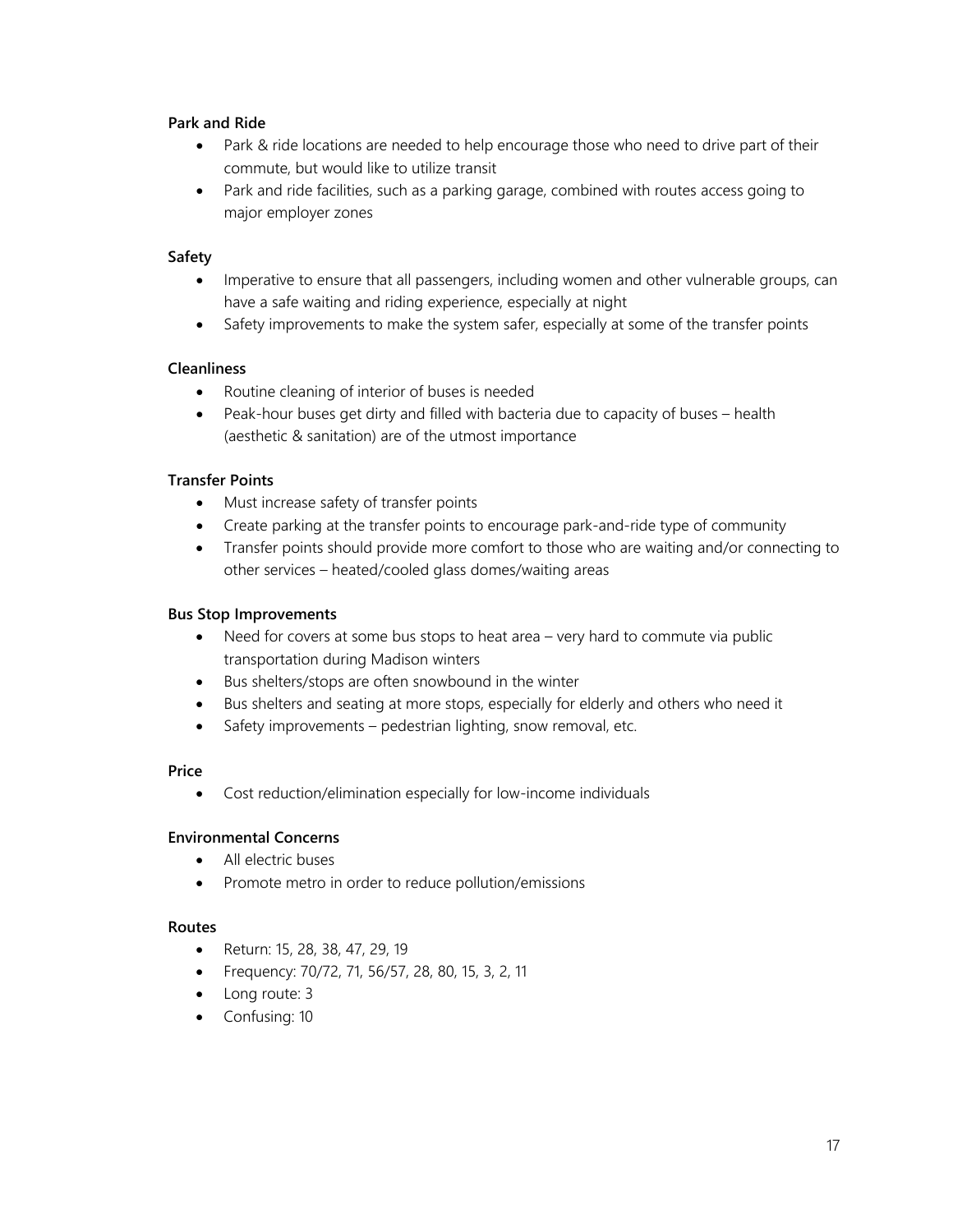**Park and Ride**

- Park & ride locations are needed to help encourage those who need to drive part of their commute, but would like to utilize transit
- Park and ride facilities, such as a parking garage, combined with routes access going to major employer zones

**Safety**

- Imperative to ensure that all passengers, including women and other vulnerable groups, can have a safe waiting and riding experience, especially at night
- Safety improvements to make the system safer, especially at some of the transfer points

**Cleanliness**

- Routine cleaning of interior of buses is needed
- Peak-hour buses get dirty and filled with bacteria due to capacity of buses – health (aesthetic & sanitation) are of the utmost importance

**Transfer Points**

- Must increase safety of transfer points
- Create parking at the transfer points to encourage park-and-ride type of community
- Transfer points should provide more comfort to those who are waiting and/or connecting to other services – heated/cooled glass domes/waiting areas

**Bus Stop Improvements**

- Need for covers at some bus stops to heat area – very hard to commute via public transportation during Madison winters
- Bus shelters/stops are often snowbound in the winter
- Bus shelters and seating at more stops, especially for elderly and others who need it
- Safety improvements – pedestrian lighting, snow removal, etc.

**Price**

- Cost reduction/elimination especially for low-income individuals

**Environmental Concerns**

- All electric buses
- Promote metro in order to reduce pollution/emissions

**Routes**

- Return: 15, 28, 38, 47, 29, 19
- Frequency: 70/72, 71, 56/57, 28, 80, 15, 3, 2, 11
- Long route: 3
- Confusing: 10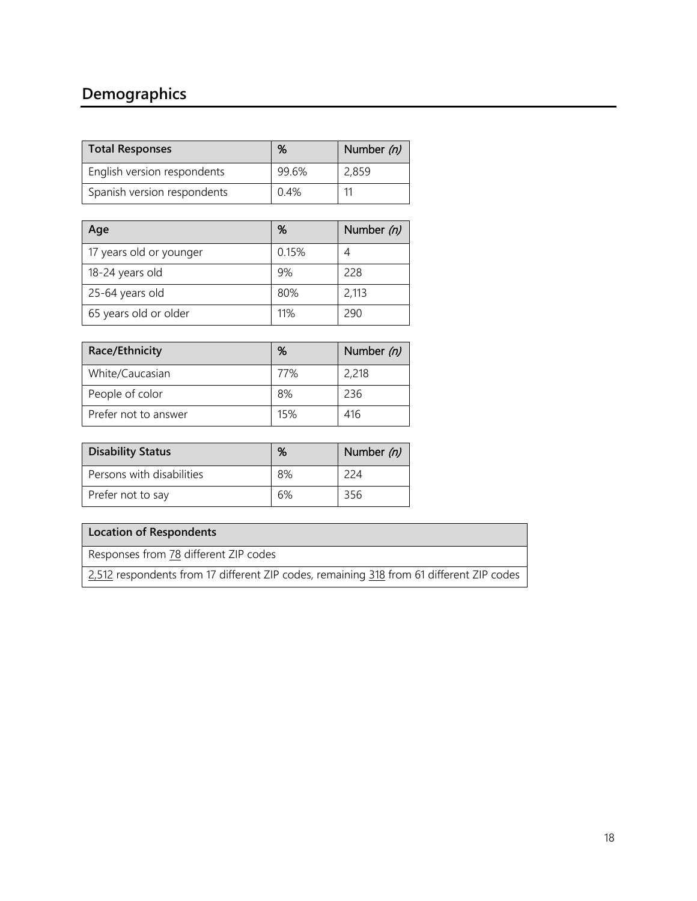## Demographics

| Total Responses | % | Number *(n)* |
|---|---|---|
| English version respondents | 99.6% | 2,859 |
| Spanish version respondents | 0.4% | 11 |

| Age | % | Number *(n)* |
|---|---|---|
| 17 years old or younger | 0.15% | 4 |
| 18-24 years old | 9% | 228 |
| 25-64 years old | 80% | 2,113 |
| 65 years old or older | 11% | 290 |

| Race/Ethnicity | % | Number *(n)* |
|---|---|---|
| White/Caucasian | 77% | 2,218 |
| People of color | 8% | 236 |
| Prefer not to answer | 15% | 416 |

| Disability Status | % | Number *(n)* |
|---|---|---|
| Persons with disabilities | 8% | 224 |
| Prefer not to say | 6% | 356 |

| Location of Respondents |
|---|
| Responses from 78 different ZIP codes |
| 2,512 respondents from 17 different ZIP codes, remaining 318 from 61 different ZIP codes |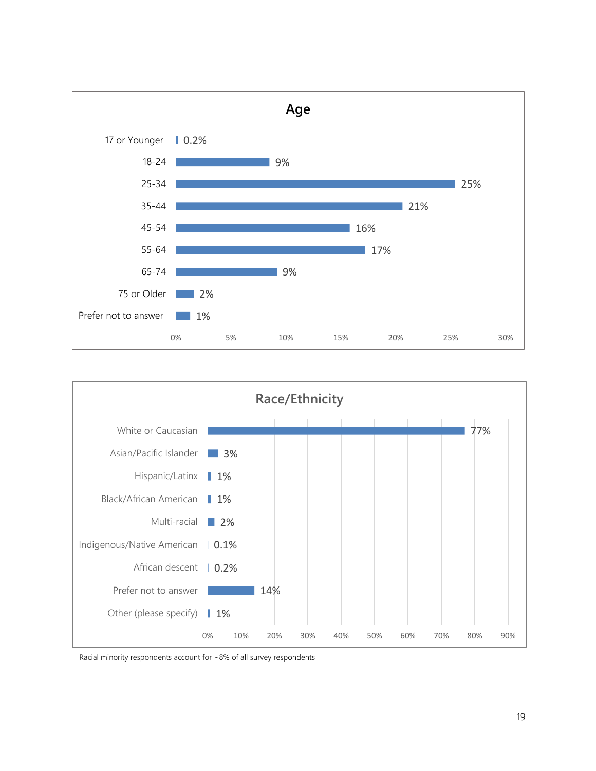## Age

| Age | Percentage |
|---|---|
| 17 or Younger | 0.2% |
| 18-24 | 9% |
| 25-34 | 25% |
| 35-44 | 21% |
| 45-54 | 16% |
| 55-64 | 17% |
| 65-74 | 9% |
| 75 or Older | 2% |
| Prefer not to answer | 1% |

## Race/Ethnicity

| Race/Ethnicity | Percentage |
|---|---|
| White or Caucasian | 77% |
| Asian/Pacific Islander | 3% |
| Hispanic/Latinx | 1% |
| Black/African American | 1% |
| Multi-racial | 2% |
| Indigenous/Native American | 0.1% |
| African descent | 0.2% |
| Prefer not to answer | 14% |
| Other (please specify) | 1% |

Racial minority respondents account for ~8% of all survey respondents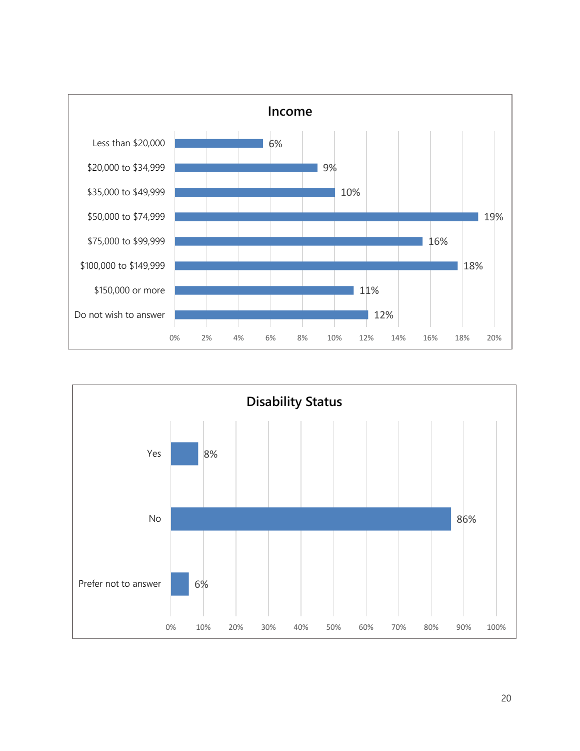## Income

| Income | Percent |
|---|---|
| Less than $20,000 | 6% |
| $20,000 to $34,999 | 9% |
| $35,000 to $49,999 | 10% |
| $50,000 to $74,999 | 19% |
| $75,000 to $99,999 | 16% |
| $100,000 to $149,999 | 18% |
| $150,000 or more | 11% |
| Do not wish to answer | 12% |

## Disability Status

| Disability Status | Percent |
|---|---|
| Yes | 8% |
| No | 86% |
| Prefer not to answer | 6% |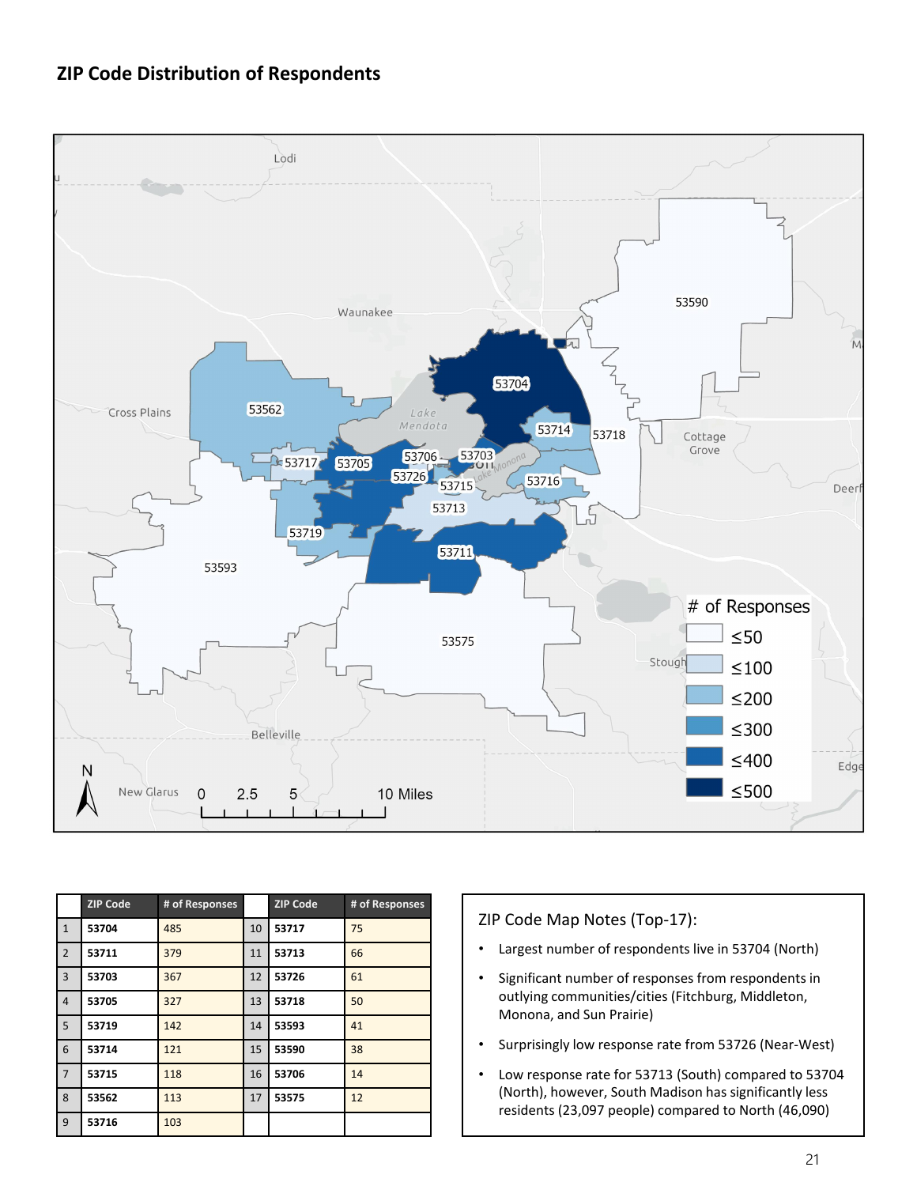## ZIP Code Distribution of Respondents

| | ZIP Code | # of Responses | | ZIP Code | # of Responses |
|---|---|---|---|---|---|
| 1 | 53704 | 485 | 10 | 53717 | 75 |
| 2 | 53711 | 379 | 11 | 53713 | 66 |
| 3 | 53703 | 367 | 12 | 53726 | 61 |
| 4 | 53705 | 327 | 13 | 53718 | 50 |
| 5 | 53719 | 142 | 14 | 53593 | 41 |
| 6 | 53714 | 121 | 15 | 53590 | 38 |
| 7 | 53715 | 118 | 16 | 53706 | 14 |
| 8 | 53562 | 113 | 17 | 53575 | 12 |
| 9 | 53716 | 103 | | | |

ZIP Code Map Notes (Top-17):

- Largest number of respondents live in 53704 (North)
- Significant number of responses from respondents in outlying communities/cities (Fitchburg, Middleton, Monona, and Sun Prairie)
- Surprisingly low response rate from 53726 (Near-West)
- Low response rate for 53713 (South) compared to 53704 (North), however, South Madison has significantly less residents (23,097 people) compared to North (46,090)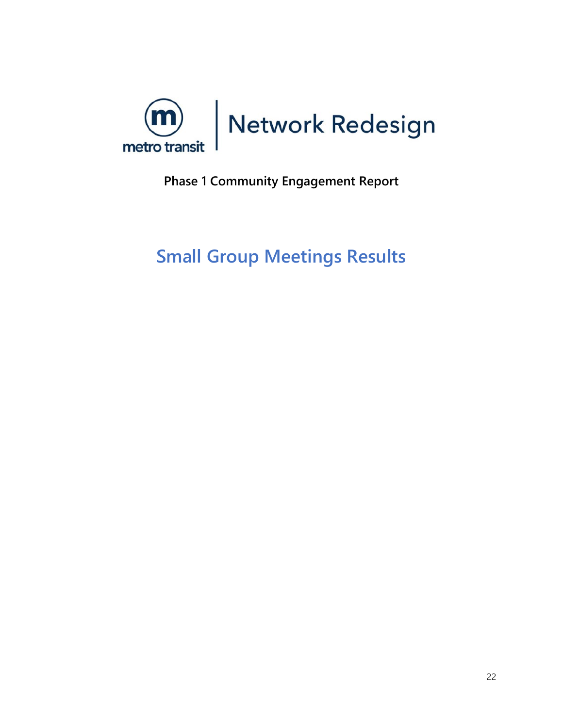metro transit | Network Redesign

**Phase 1 Community Engagement Report**

# Small Group Meetings Results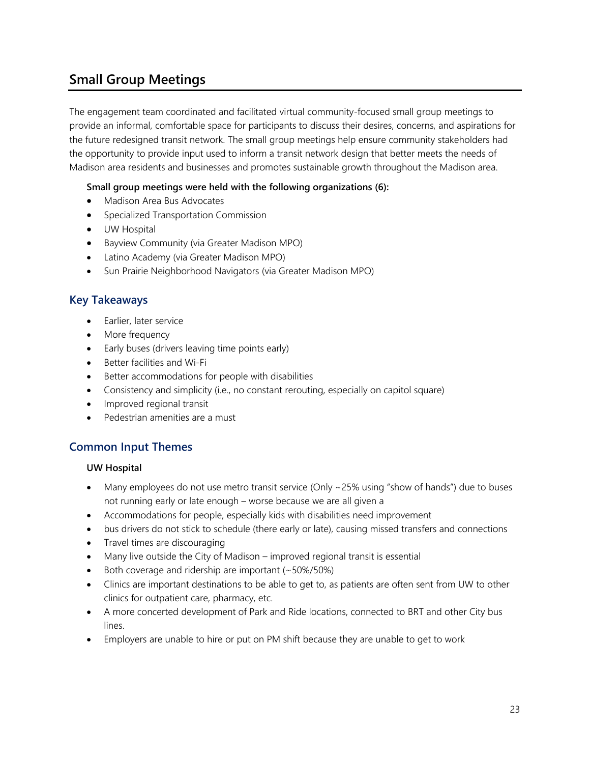## Small Group Meetings

The engagement team coordinated and facilitated virtual community-focused small group meetings to provide an informal, comfortable space for participants to discuss their desires, concerns, and aspirations for the future redesigned transit network. The small group meetings help ensure community stakeholders had the opportunity to provide input used to inform a transit network design that better meets the needs of Madison area residents and businesses and promotes sustainable growth throughout the Madison area.

**Small group meetings were held with the following organizations (6):**

- Madison Area Bus Advocates
- Specialized Transportation Commission
- UW Hospital
- Bayview Community (via Greater Madison MPO)
- Latino Academy (via Greater Madison MPO)
- Sun Prairie Neighborhood Navigators (via Greater Madison MPO)

### Key Takeaways

- Earlier, later service
- More frequency
- Early buses (drivers leaving time points early)
- Better facilities and Wi-Fi
- Better accommodations for people with disabilities
- Consistency and simplicity (i.e., no constant rerouting, especially on capitol square)
- Improved regional transit
- Pedestrian amenities are a must

### Common Input Themes

**UW Hospital**

- Many employees do not use metro transit service (Only ~25% using "show of hands") due to buses not running early or late enough – worse because we are all given a
- Accommodations for people, especially kids with disabilities need improvement
- bus drivers do not stick to schedule (there early or late), causing missed transfers and connections
- Travel times are discouraging
- Many live outside the City of Madison – improved regional transit is essential
- Both coverage and ridership are important (~50%/50%)
- Clinics are important destinations to be able to get to, as patients are often sent from UW to other clinics for outpatient care, pharmacy, etc.
- A more concerted development of Park and Ride locations, connected to BRT and other City bus lines.
- Employers are unable to hire or put on PM shift because they are unable to get to work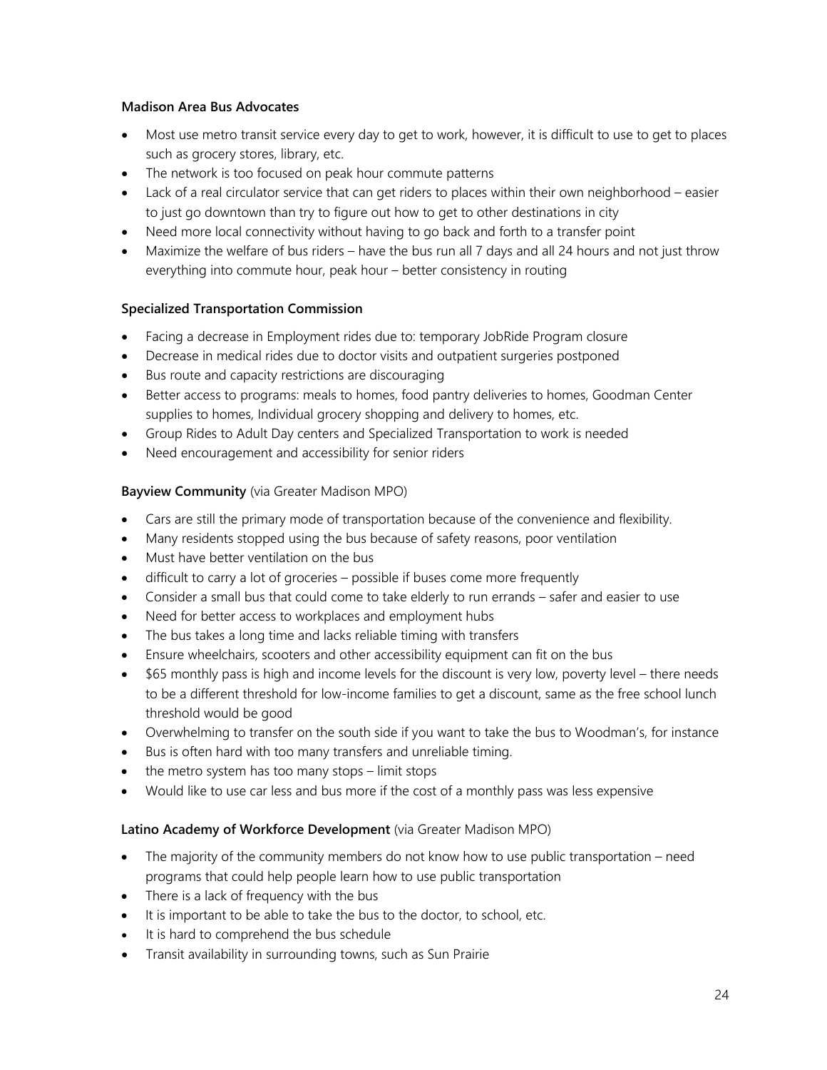**Madison Area Bus Advocates**

- Most use metro transit service every day to get to work, however, it is difficult to use to get to places such as grocery stores, library, etc.
- The network is too focused on peak hour commute patterns
- Lack of a real circulator service that can get riders to places within their own neighborhood – easier to just go downtown than try to figure out how to get to other destinations in city
- Need more local connectivity without having to go back and forth to a transfer point
- Maximize the welfare of bus riders – have the bus run all 7 days and all 24 hours and not just throw everything into commute hour, peak hour – better consistency in routing

**Specialized Transportation Commission**

- Facing a decrease in Employment rides due to: temporary JobRide Program closure
- Decrease in medical rides due to doctor visits and outpatient surgeries postponed
- Bus route and capacity restrictions are discouraging
- Better access to programs: meals to homes, food pantry deliveries to homes, Goodman Center supplies to homes, Individual grocery shopping and delivery to homes, etc.
- Group Rides to Adult Day centers and Specialized Transportation to work is needed
- Need encouragement and accessibility for senior riders

**Bayview Community** (via Greater Madison MPO)

- Cars are still the primary mode of transportation because of the convenience and flexibility.
- Many residents stopped using the bus because of safety reasons, poor ventilation
- Must have better ventilation on the bus
- difficult to carry a lot of groceries – possible if buses come more frequently
- Consider a small bus that could come to take elderly to run errands – safer and easier to use
- Need for better access to workplaces and employment hubs
- The bus takes a long time and lacks reliable timing with transfers
- Ensure wheelchairs, scooters and other accessibility equipment can fit on the bus
- $65 monthly pass is high and income levels for the discount is very low, poverty level – there needs to be a different threshold for low-income families to get a discount, same as the free school lunch threshold would be good
- Overwhelming to transfer on the south side if you want to take the bus to Woodman's, for instance
- Bus is often hard with too many transfers and unreliable timing.
- the metro system has too many stops – limit stops
- Would like to use car less and bus more if the cost of a monthly pass was less expensive

**Latino Academy of Workforce Development** (via Greater Madison MPO)

- The majority of the community members do not know how to use public transportation – need programs that could help people learn how to use public transportation
- There is a lack of frequency with the bus
- It is important to be able to take the bus to the doctor, to school, etc.
- It is hard to comprehend the bus schedule
- Transit availability in surrounding towns, such as Sun Prairie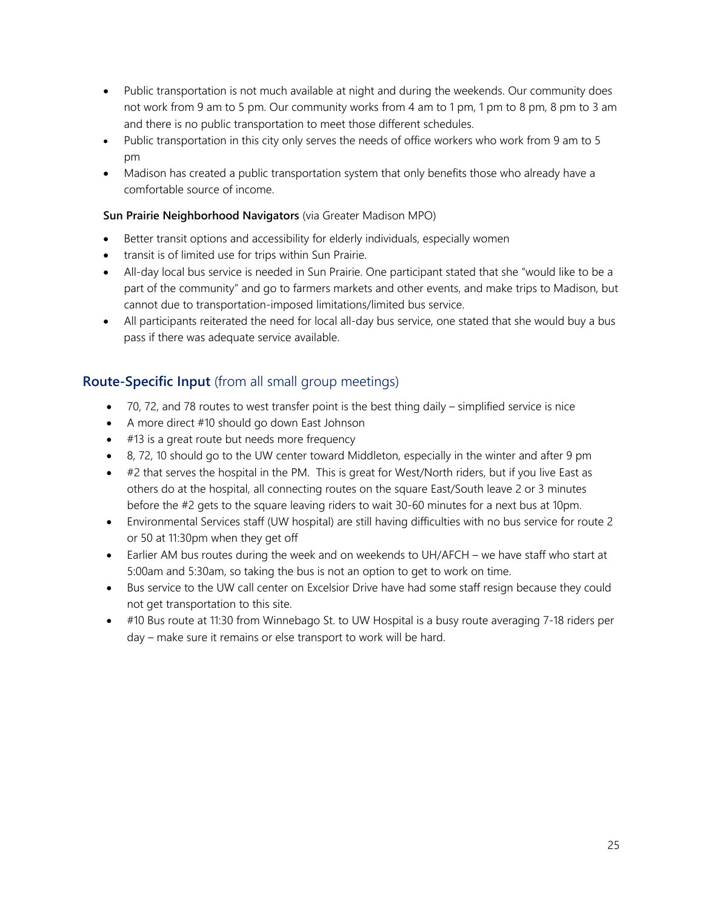- Public transportation is not much available at night and during the weekends. Our community does not work from 9 am to 5 pm. Our community works from 4 am to 1 pm, 1 pm to 8 pm, 8 pm to 3 am and there is no public transportation to meet those different schedules.
- Public transportation in this city only serves the needs of office workers who work from 9 am to 5 pm
- Madison has created a public transportation system that only benefits those who already have a comfortable source of income.

**Sun Prairie Neighborhood Navigators** (via Greater Madison MPO)

- Better transit options and accessibility for elderly individuals, especially women
- transit is of limited use for trips within Sun Prairie.
- All-day local bus service is needed in Sun Prairie. One participant stated that she "would like to be a part of the community" and go to farmers markets and other events, and make trips to Madison, but cannot due to transportation-imposed limitations/limited bus service.
- All participants reiterated the need for local all-day bus service, one stated that she would buy a bus pass if there was adequate service available.

## **Route-Specific Input** (from all small group meetings)

- 70, 72, and 78 routes to west transfer point is the best thing daily – simplified service is nice
- A more direct #10 should go down East Johnson
- #13 is a great route but needs more frequency
- 8, 72, 10 should go to the UW center toward Middleton, especially in the winter and after 9 pm
- #2 that serves the hospital in the PM. This is great for West/North riders, but if you live East as others do at the hospital, all connecting routes on the square East/South leave 2 or 3 minutes before the #2 gets to the square leaving riders to wait 30-60 minutes for a next bus at 10pm.
- Environmental Services staff (UW hospital) are still having difficulties with no bus service for route 2 or 50 at 11:30pm when they get off
- Earlier AM bus routes during the week and on weekends to UH/AFCH – we have staff who start at 5:00am and 5:30am, so taking the bus is not an option to get to work on time.
- Bus service to the UW call center on Excelsior Drive have had some staff resign because they could not get transportation to this site.
- #10 Bus route at 11:30 from Winnebago St. to UW Hospital is a busy route averaging 7-18 riders per day – make sure it remains or else transport to work will be hard.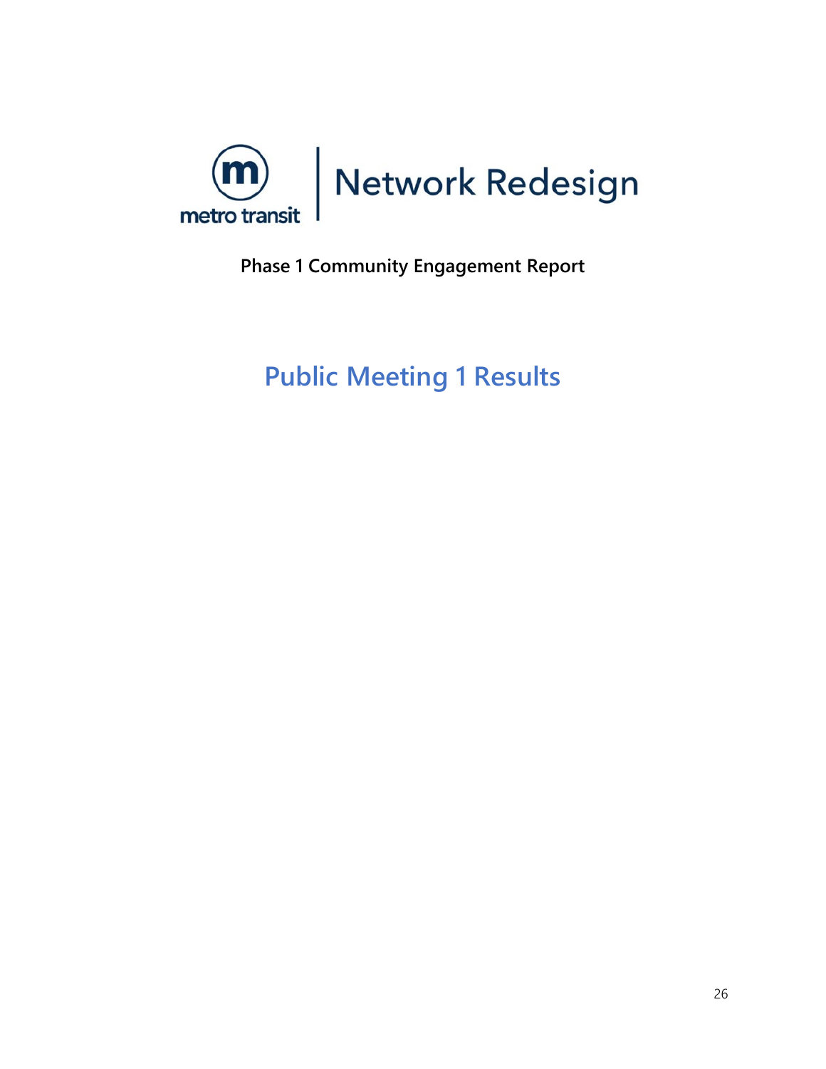metro transit | Network Redesign

**Phase 1 Community Engagement Report**

# Public Meeting 1 Results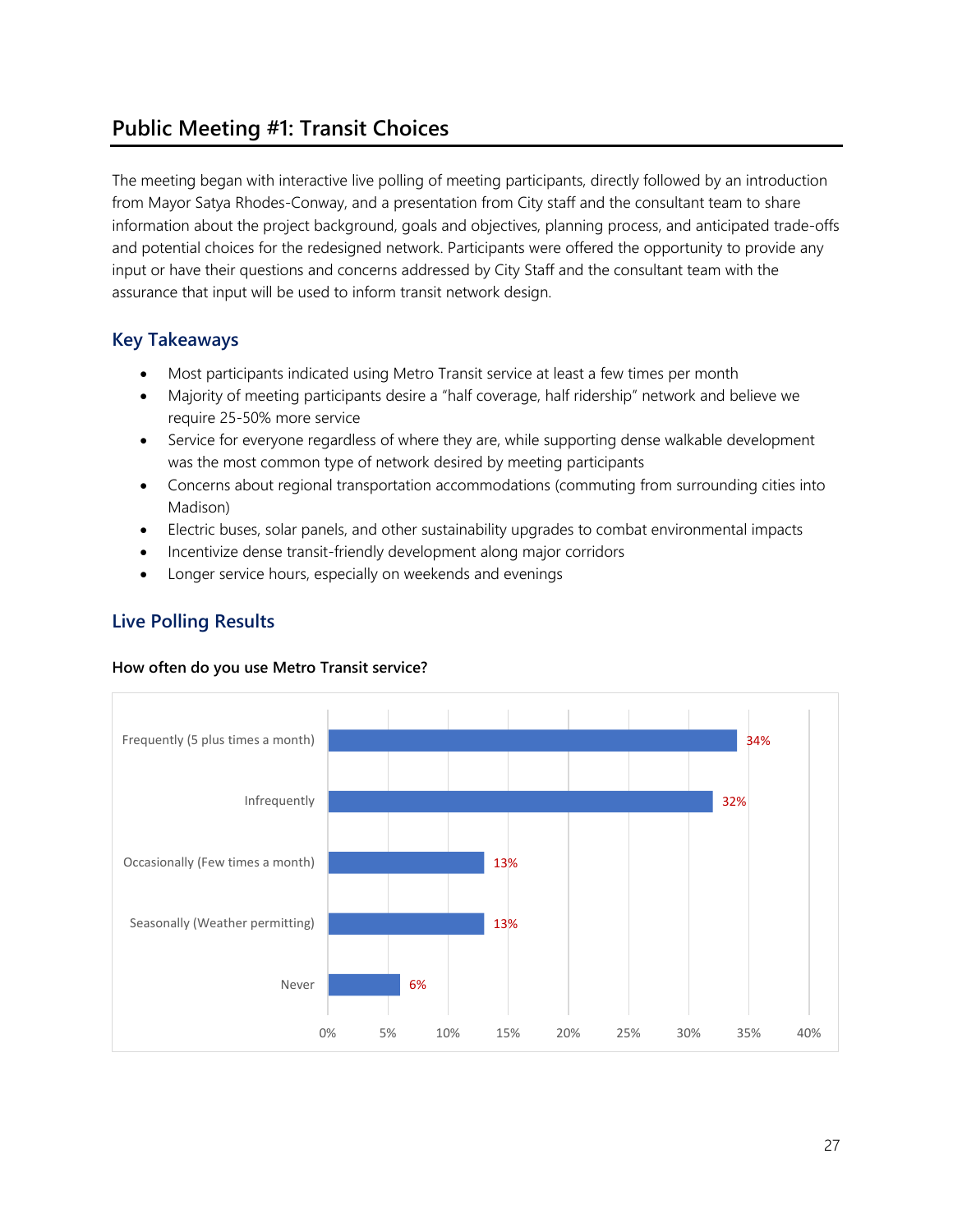## Public Meeting #1: Transit Choices

The meeting began with interactive live polling of meeting participants, directly followed by an introduction from Mayor Satya Rhodes-Conway, and a presentation from City staff and the consultant team to share information about the project background, goals and objectives, planning process, and anticipated trade-offs and potential choices for the redesigned network. Participants were offered the opportunity to provide any input or have their questions and concerns addressed by City Staff and the consultant team with the assurance that input will be used to inform transit network design.

### Key Takeaways

- Most participants indicated using Metro Transit service at least a few times per month
- Majority of meeting participants desire a "half coverage, half ridership" network and believe we require 25-50% more service
- Service for everyone regardless of where they are, while supporting dense walkable development was the most common type of network desired by meeting participants
- Concerns about regional transportation accommodations (commuting from surrounding cities into Madison)
- Electric buses, solar panels, and other sustainability upgrades to combat environmental impacts
- Incentivize dense transit-friendly development along major corridors
- Longer service hours, especially on weekends and evenings

### Live Polling Results

**How often do you use Metro Transit service?**

| Response | Percent |
|---|---|
| Frequently (5 plus times a month) | 34% |
| Infrequently | 32% |
| Occasionally (Few times a month) | 13% |
| Seasonally (Weather permitting) | 13% |
| Never | 6% |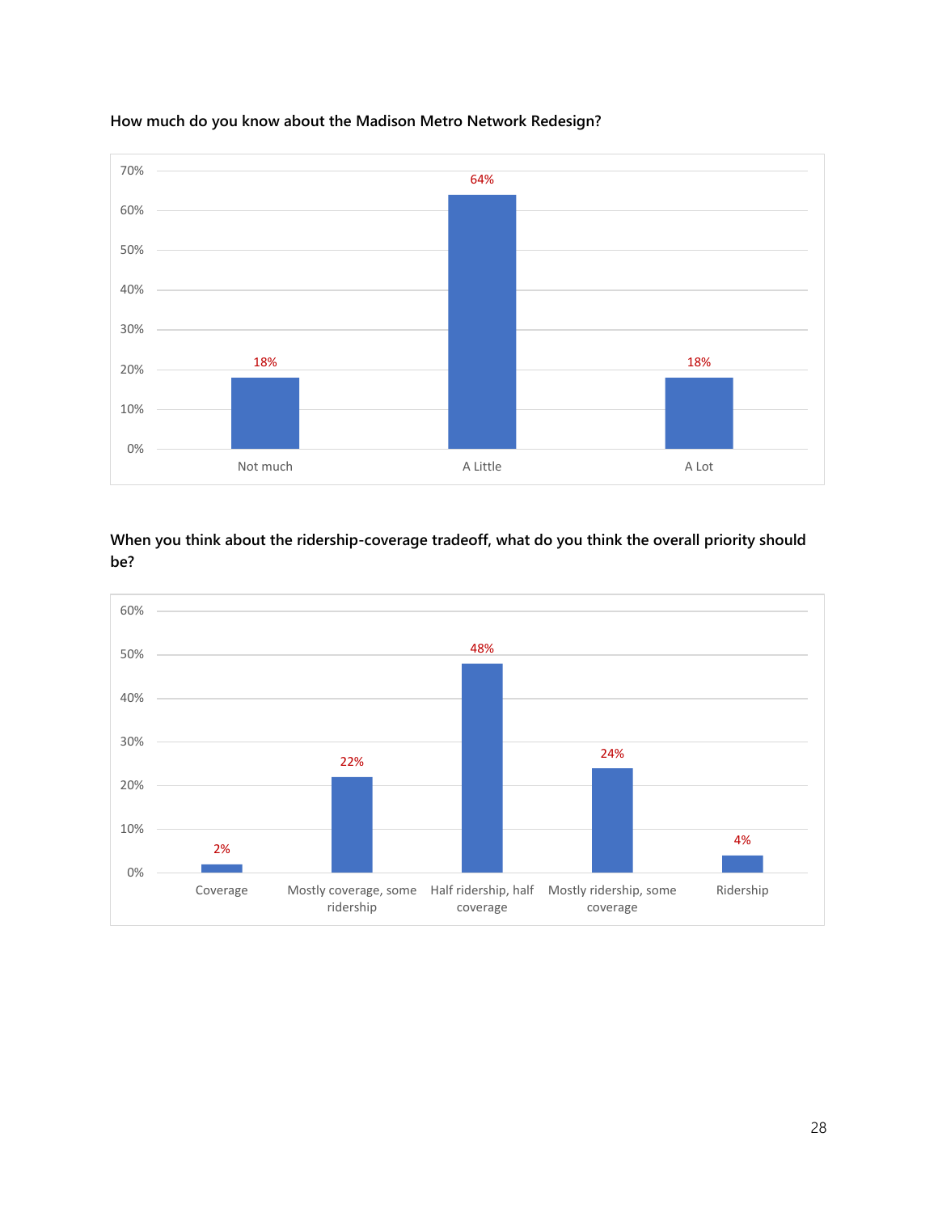**How much do you know about the Madison Metro Network Redesign?**

| Response | Percent |
|---|---|
| Not much | 18% |
| A Little | 64% |
| A Lot | 18% |

**When you think about the ridership-coverage tradeoff, what do you think the overall priority should be?**

| Response | Percent |
|---|---|
| Coverage | 2% |
| Mostly coverage, some ridership | 22% |
| Half ridership, half coverage | 48% |
| Mostly ridership, some coverage | 24% |
| Ridership | 4% |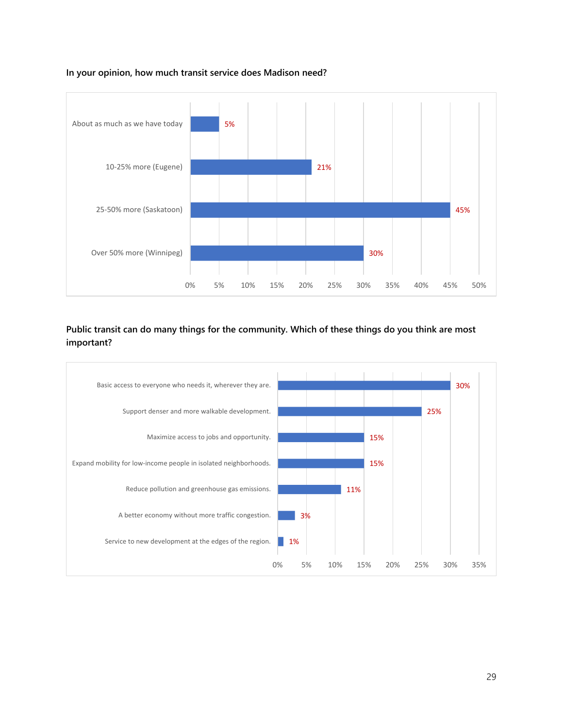**In your opinion, how much transit service does Madison need?**

| Response | Percent |
|---|---|
| About as much as we have today | 5% |
| 10-25% more (Eugene) | 21% |
| 25-50% more (Saskatoon) | 45% |
| Over 50% more (Winnipeg) | 30% |

**Public transit can do many things for the community. Which of these things do you think are most important?**

| Response | Percent |
|---|---|
| Basic access to everyone who needs it, wherever they are. | 30% |
| Support denser and more walkable development. | 25% |
| Maximize access to jobs and opportunity. | 15% |
| Expand mobility for low-income people in isolated neighborhoods. | 15% |
| Reduce pollution and greenhouse gas emissions. | 11% |
| A better economy without more traffic congestion. | 3% |
| Service to new development at the edges of the region. | 1% |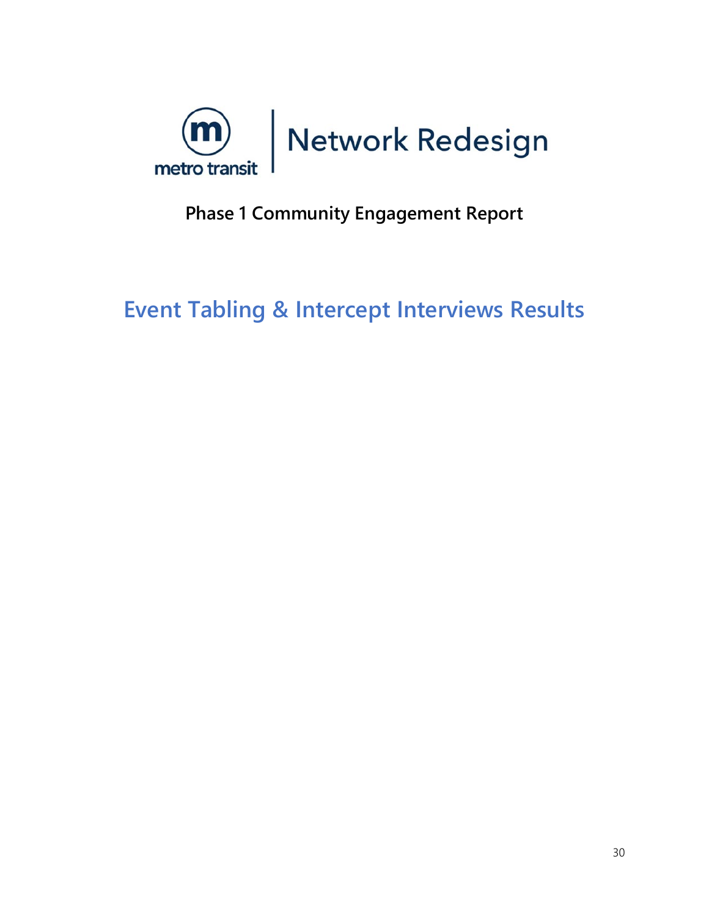metro transit | Network Redesign

**Phase 1 Community Engagement Report**

# Event Tabling & Intercept Interviews Results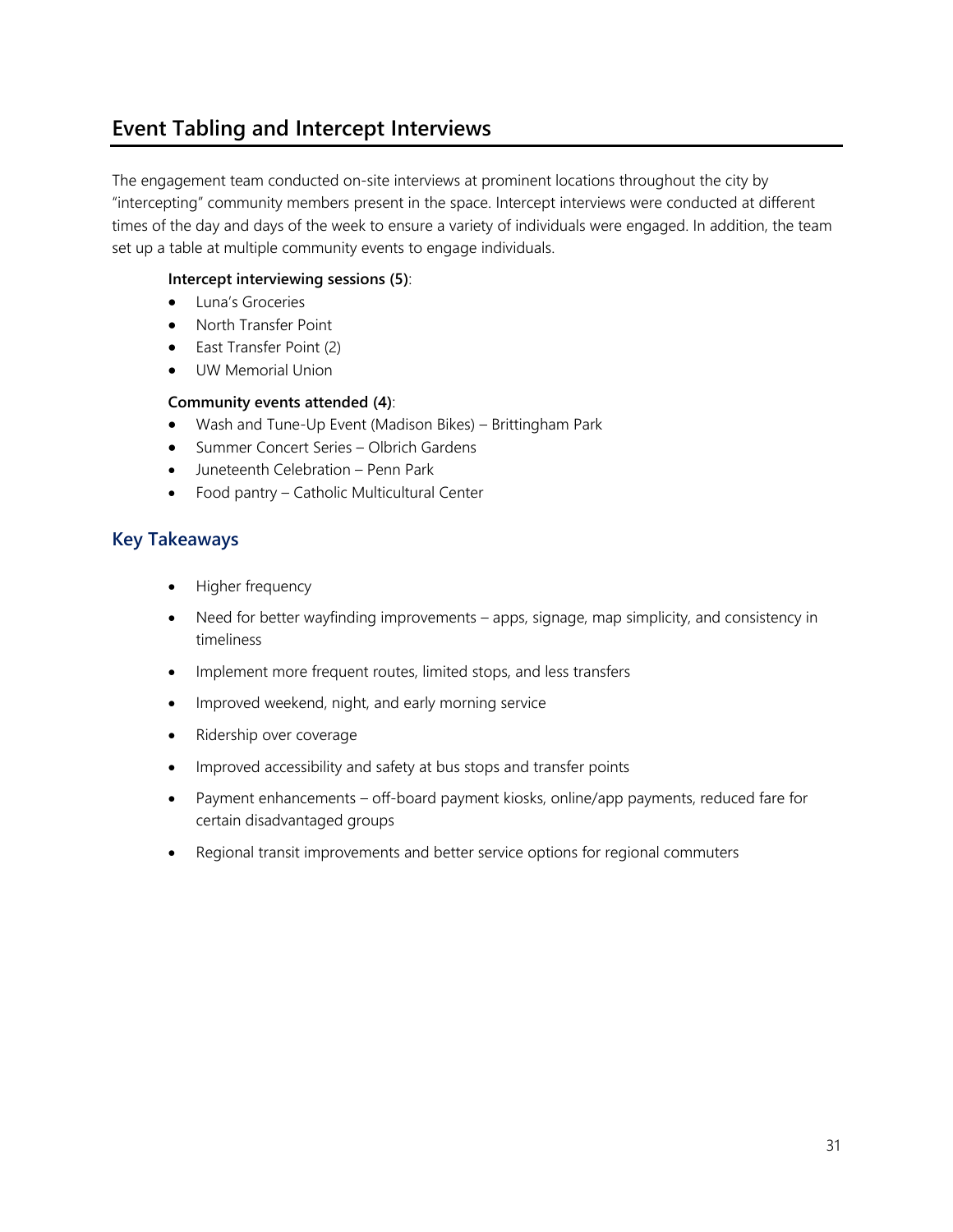## Event Tabling and Intercept Interviews

The engagement team conducted on-site interviews at prominent locations throughout the city by "intercepting" community members present in the space. Intercept interviews were conducted at different times of the day and days of the week to ensure a variety of individuals were engaged. In addition, the team set up a table at multiple community events to engage individuals.

**Intercept interviewing sessions (5)**:

- Luna's Groceries
- North Transfer Point
- East Transfer Point (2)
- UW Memorial Union

**Community events attended (4)**:

- Wash and Tune-Up Event (Madison Bikes) – Brittingham Park
- Summer Concert Series – Olbrich Gardens
- Juneteenth Celebration – Penn Park
- Food pantry – Catholic Multicultural Center

### Key Takeaways

- Higher frequency
- Need for better wayfinding improvements – apps, signage, map simplicity, and consistency in timeliness
- Implement more frequent routes, limited stops, and less transfers
- Improved weekend, night, and early morning service
- Ridership over coverage
- Improved accessibility and safety at bus stops and transfer points
- Payment enhancements – off-board payment kiosks, online/app payments, reduced fare for certain disadvantaged groups
- Regional transit improvements and better service options for regional commuters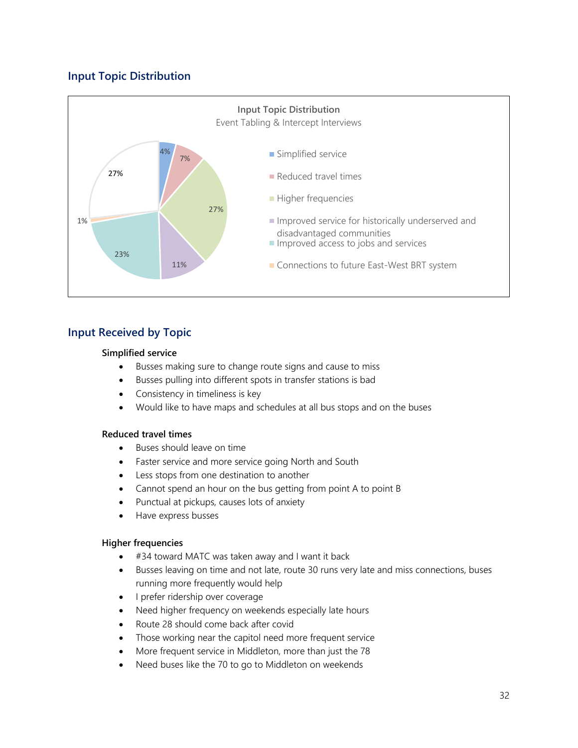## Input Topic Distribution

Input Topic Distribution
Event Tabling & Intercept Interviews

- Simplified service: 4%
- Reduced travel times: 7%
- Higher frequencies: 27%
- Improved service for historically underserved and disadvantaged communities: 11%
- Improved access to jobs and services: 23%
- Connections to future East-West BRT system: 1%
- 27%

## Input Received by Topic

**Simplified service**

- Busses making sure to change route signs and cause to miss
- Busses pulling into different spots in transfer stations is bad
- Consistency in timeliness is key
- Would like to have maps and schedules at all bus stops and on the buses

**Reduced travel times**

- Buses should leave on time
- Faster service and more service going North and South
- Less stops from one destination to another
- Cannot spend an hour on the bus getting from point A to point B
- Punctual at pickups, causes lots of anxiety
- Have express busses

**Higher frequencies**

- #34 toward MATC was taken away and I want it back
- Busses leaving on time and not late, route 30 runs very late and miss connections, buses running more frequently would help
- I prefer ridership over coverage
- Need higher frequency on weekends especially late hours
- Route 28 should come back after covid
- Those working near the capitol need more frequent service
- More frequent service in Middleton, more than just the 78
- Need buses like the 70 to go to Middleton on weekends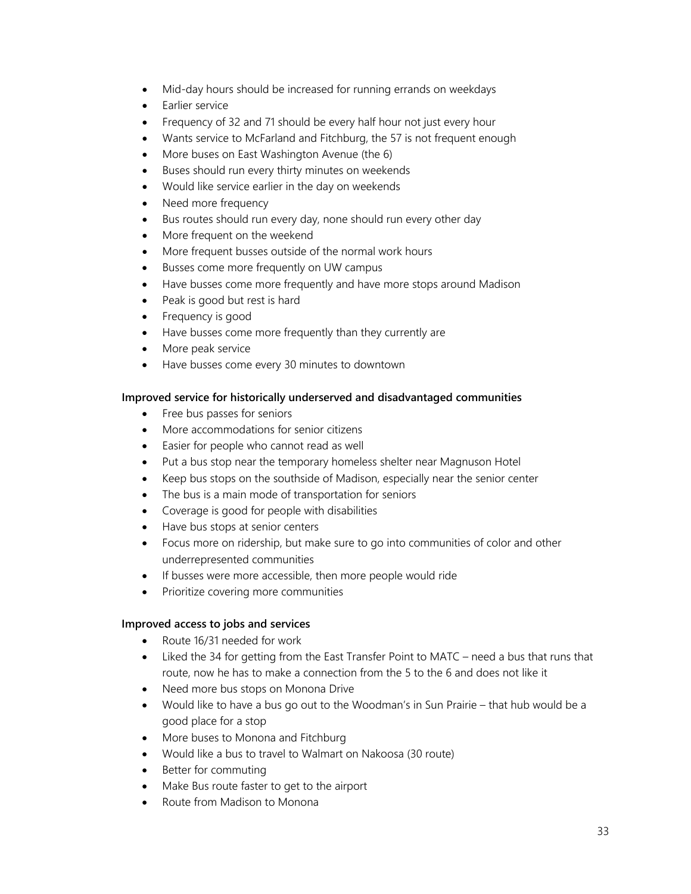- Mid-day hours should be increased for running errands on weekdays
- Earlier service
- Frequency of 32 and 71 should be every half hour not just every hour
- Wants service to McFarland and Fitchburg, the 57 is not frequent enough
- More buses on East Washington Avenue (the 6)
- Buses should run every thirty minutes on weekends
- Would like service earlier in the day on weekends
- Need more frequency
- Bus routes should run every day, none should run every other day
- More frequent on the weekend
- More frequent busses outside of the normal work hours
- Busses come more frequently on UW campus
- Have busses come more frequently and have more stops around Madison
- Peak is good but rest is hard
- Frequency is good
- Have busses come more frequently than they currently are
- More peak service
- Have busses come every 30 minutes to downtown

**Improved service for historically underserved and disadvantaged communities**

- Free bus passes for seniors
- More accommodations for senior citizens
- Easier for people who cannot read as well
- Put a bus stop near the temporary homeless shelter near Magnuson Hotel
- Keep bus stops on the southside of Madison, especially near the senior center
- The bus is a main mode of transportation for seniors
- Coverage is good for people with disabilities
- Have bus stops at senior centers
- Focus more on ridership, but make sure to go into communities of color and other underrepresented communities
- If busses were more accessible, then more people would ride
- Prioritize covering more communities

**Improved access to jobs and services**

- Route 16/31 needed for work
- Liked the 34 for getting from the East Transfer Point to MATC – need a bus that runs that route, now he has to make a connection from the 5 to the 6 and does not like it
- Need more bus stops on Monona Drive
- Would like to have a bus go out to the Woodman's in Sun Prairie – that hub would be a good place for a stop
- More buses to Monona and Fitchburg
- Would like a bus to travel to Walmart on Nakoosa (30 route)
- Better for commuting
- Make Bus route faster to get to the airport
- Route from Madison to Monona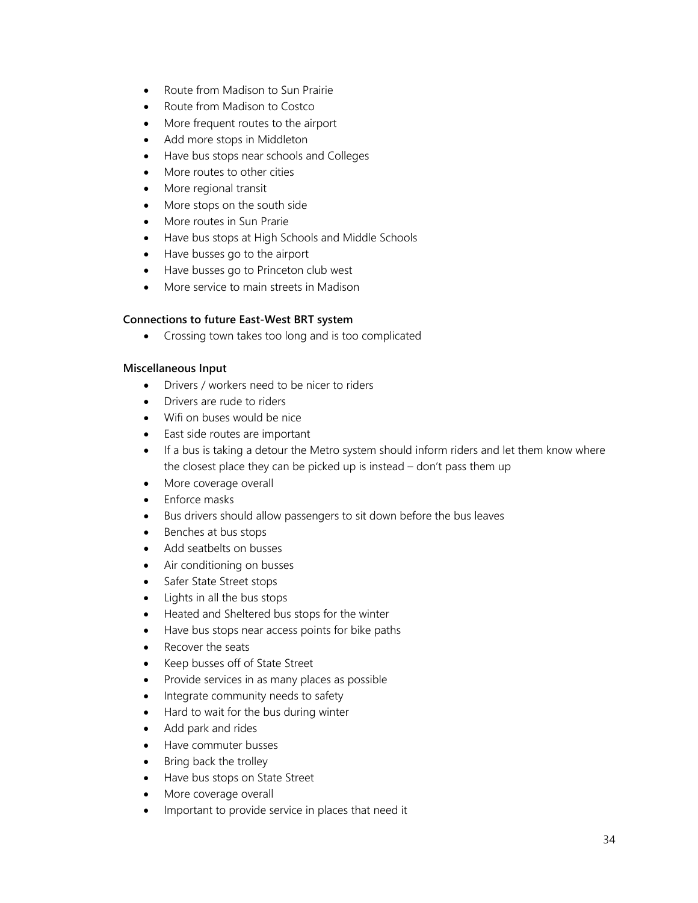- Route from Madison to Sun Prairie
- Route from Madison to Costco
- More frequent routes to the airport
- Add more stops in Middleton
- Have bus stops near schools and Colleges
- More routes to other cities
- More regional transit
- More stops on the south side
- More routes in Sun Prarie
- Have bus stops at High Schools and Middle Schools
- Have busses go to the airport
- Have busses go to Princeton club west
- More service to main streets in Madison

**Connections to future East-West BRT system**

- Crossing town takes too long and is too complicated

**Miscellaneous Input**

- Drivers / workers need to be nicer to riders
- Drivers are rude to riders
- Wifi on buses would be nice
- East side routes are important
- If a bus is taking a detour the Metro system should inform riders and let them know where the closest place they can be picked up is instead – don't pass them up
- More coverage overall
- Enforce masks
- Bus drivers should allow passengers to sit down before the bus leaves
- Benches at bus stops
- Add seatbelts on busses
- Air conditioning on busses
- Safer State Street stops
- Lights in all the bus stops
- Heated and Sheltered bus stops for the winter
- Have bus stops near access points for bike paths
- Recover the seats
- Keep busses off of State Street
- Provide services in as many places as possible
- Integrate community needs to safety
- Hard to wait for the bus during winter
- Add park and rides
- Have commuter busses
- Bring back the trolley
- Have bus stops on State Street
- More coverage overall
- Important to provide service in places that need it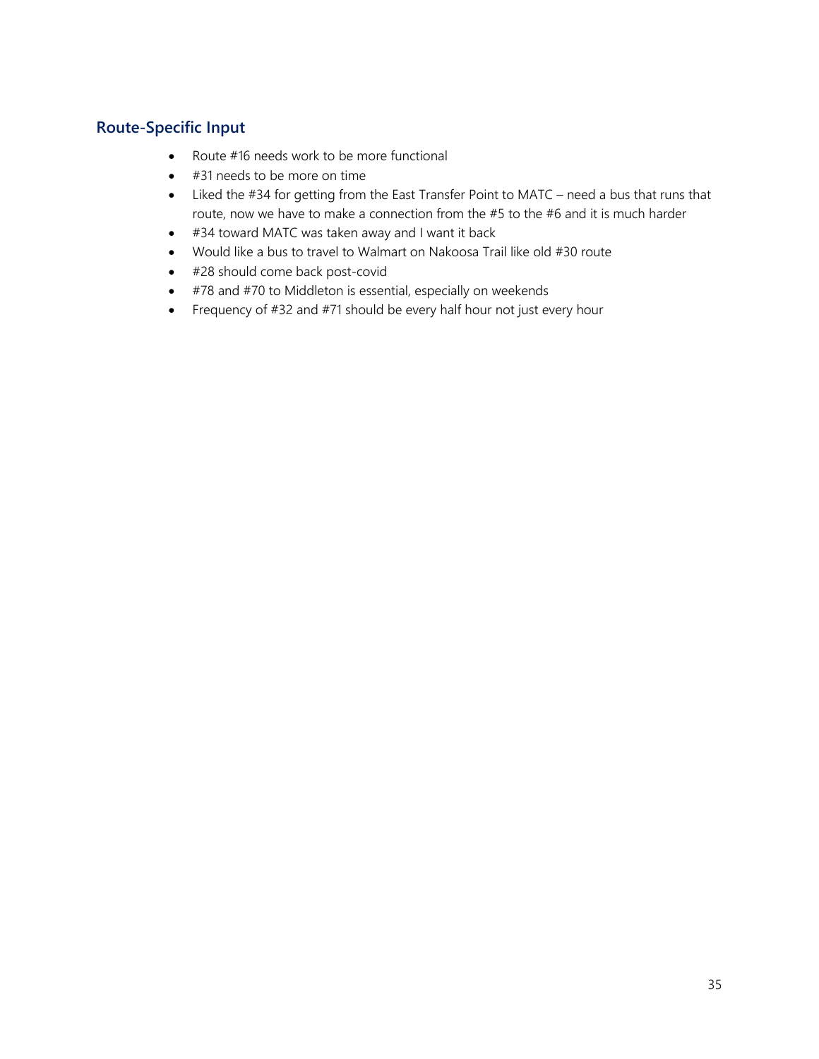## Route-Specific Input

- Route #16 needs work to be more functional
- #31 needs to be more on time
- Liked the #34 for getting from the East Transfer Point to MATC – need a bus that runs that route, now we have to make a connection from the #5 to the #6 and it is much harder
- #34 toward MATC was taken away and I want it back
- Would like a bus to travel to Walmart on Nakoosa Trail like old #30 route
- #28 should come back post-covid
- #78 and #70 to Middleton is essential, especially on weekends
- Frequency of #32 and #71 should be every half hour not just every hour